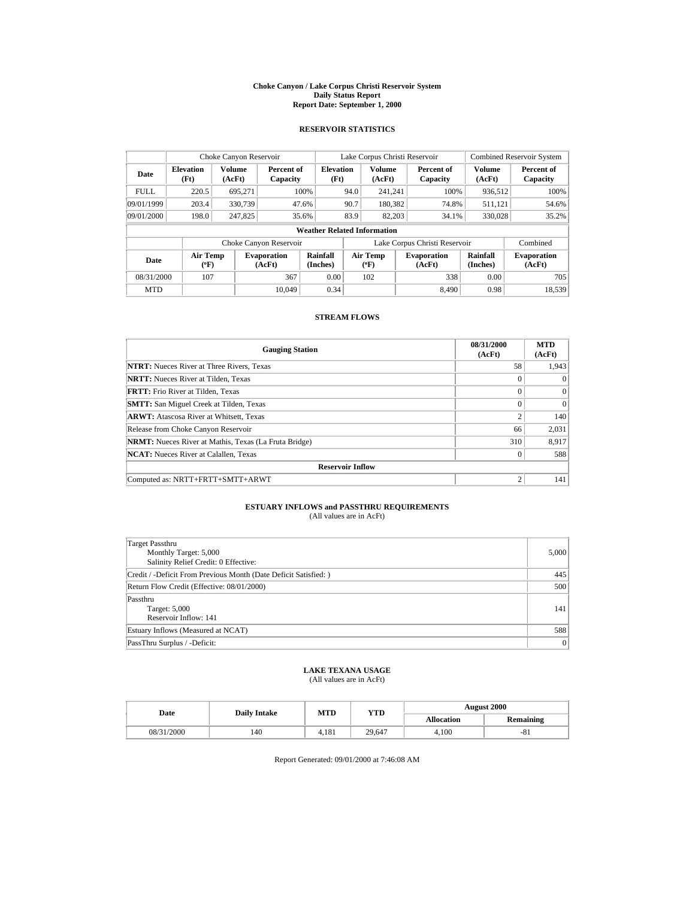# Choke Canyon / Lake Corpus Christi Reservoir System
## Daily Status Report
### Report Date: September 1, 2000

## RESERVOIR STATISTICS

| | Choke Canyon Reservoir | | | Lake Corpus Christi Reservoir | | | Combined Reservoir System | |
|---|---|---|---|---|---|---|---|---|
| Date | Elevation (Ft) | Volume (AcFt) | Percent of Capacity | Elevation (Ft) | Volume (AcFt) | Percent of Capacity | Volume (AcFt) | Percent of Capacity |
| FULL | 220.5 | 695,271 | 100% | 94.0 | 241,241 | 100% | 936,512 | 100% |
| 09/01/1999 | 203.4 | 330,739 | 47.6% | 90.7 | 180,382 | 74.8% | 511,121 | 54.6% |
| 09/01/2000 | 198.0 | 247,825 | 35.6% | 83.9 | 82,203 | 34.1% | 330,028 | 35.2% |

**Weather Related Information**

| | Choke Canyon Reservoir | | | Lake Corpus Christi Reservoir | | | Combined |
|---|---|---|---|---|---|---|---|
| Date | Air Temp (ºF) | Evaporation (AcFt) | Rainfall (Inches) | Air Temp (ºF) | Evaporation (AcFt) | Rainfall (Inches) | Evaporation (AcFt) |
| 08/31/2000 | 107 | 367 | 0.00 | 102 | 338 | 0.00 | 705 |
| MTD | | 10,049 | 0.34 | | 8,490 | 0.98 | 18,539 |

## STREAM FLOWS

| Gauging Station | 08/31/2000 (AcFt) | MTD (AcFt) |
|---|---|---|
| **NTRT:** Nueces River at Three Rivers, Texas | 58 | 1,943 |
| **NRTT:** Nueces River at Tilden, Texas | 0 | 0 |
| **FRTT:** Frio River at Tilden, Texas | 0 | 0 |
| **SMTT:** San Miguel Creek at Tilden, Texas | 0 | 0 |
| **ARWT:** Atascosa River at Whitsett, Texas | 2 | 140 |
| Release from Choke Canyon Reservoir | 66 | 2,031 |
| **NRMT:** Nueces River at Mathis, Texas (La Fruta Bridge) | 310 | 8,917 |
| **NCAT:** Nueces River at Calallen, Texas | 0 | 588 |
| **Reservoir Inflow** | | |
| Computed as: NRTT+FRTT+SMTT+ARWT | 2 | 141 |

## ESTUARY INFLOWS and PASSTHRU REQUIREMENTS

(All values are in AcFt)

| | |
|---|---|
| Target Passthru<br>Monthly Target: 5,000<br>Salinity Relief Credit: 0 Effective: | 5,000 |
| Credit / -Deficit From Previous Month (Date Deficit Satisfied: ) | 445 |
| Return Flow Credit (Effective: 08/01/2000) | 500 |
| Passthru<br>Target: 5,000<br>Reservoir Inflow: 141 | 141 |
| Estuary Inflows (Measured at NCAT) | 588 |
| PassThru Surplus / -Deficit: | 0 |

## LAKE TEXANA USAGE

(All values are in AcFt)

| Date | Daily Intake | MTD | YTD | August 2000 | |
|---|---|---|---|---|---|
| | | | | Allocation | Remaining |
| 08/31/2000 | 140 | 4,181 | 29,647 | 4,100 | -81 |

Report Generated: 09/01/2000 at 7:46:08 AM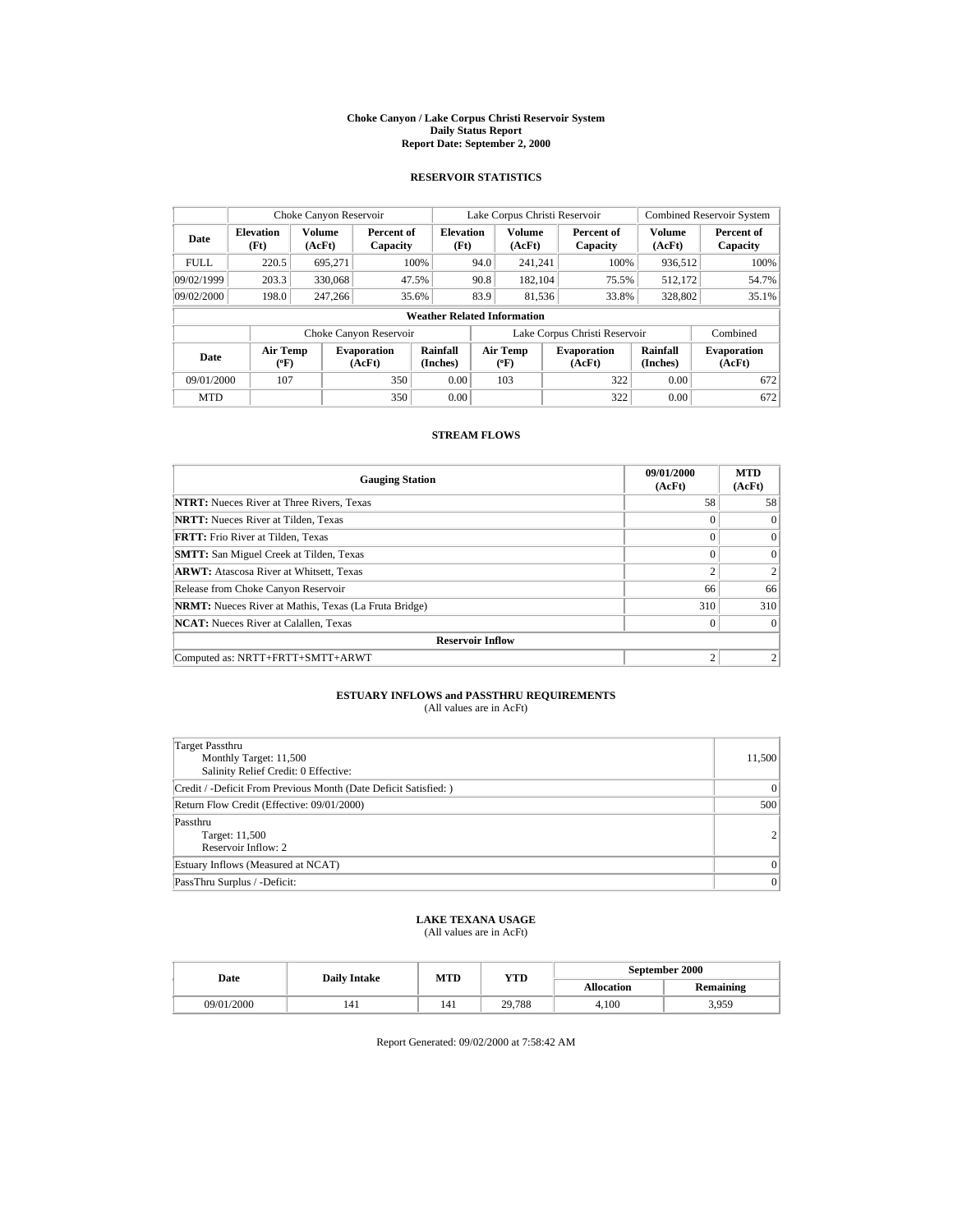# Choke Canyon / Lake Corpus Christi Reservoir System
## Daily Status Report
### Report Date: September 2, 2000

## RESERVOIR STATISTICS

| | Choke Canyon Reservoir | | | Lake Corpus Christi Reservoir | | | Combined Reservoir System | |
|---|---|---|---|---|---|---|---|---|
| Date | Elevation (Ft) | Volume (AcFt) | Percent of Capacity | Elevation (Ft) | Volume (AcFt) | Percent of Capacity | Volume (AcFt) | Percent of Capacity |
| FULL | 220.5 | 695,271 | 100% | 94.0 | 241,241 | 100% | 936,512 | 100% |
| 09/02/1999 | 203.3 | 330,068 | 47.5% | 90.8 | 182,104 | 75.5% | 512,172 | 54.7% |
| 09/02/2000 | 198.0 | 247,266 | 35.6% | 83.9 | 81,536 | 33.8% | 328,802 | 35.1% |

**Weather Related Information**

| | Choke Canyon Reservoir | | | Lake Corpus Christi Reservoir | | | Combined |
|---|---|---|---|---|---|---|---|
| Date | Air Temp (ºF) | Evaporation (AcFt) | Rainfall (Inches) | Air Temp (ºF) | Evaporation (AcFt) | Rainfall (Inches) | Evaporation (AcFt) |
| 09/01/2000 | 107 | 350 | 0.00 | 103 | 322 | 0.00 | 672 |
| MTD | | 350 | 0.00 | | 322 | 0.00 | 672 |

## STREAM FLOWS

| Gauging Station | 09/01/2000 (AcFt) | MTD (AcFt) |
|---|---|---|
| **NTRT:** Nueces River at Three Rivers, Texas | 58 | 58 |
| **NRTT:** Nueces River at Tilden, Texas | 0 | 0 |
| **FRTT:** Frio River at Tilden, Texas | 0 | 0 |
| **SMTT:** San Miguel Creek at Tilden, Texas | 0 | 0 |
| **ARWT:** Atascosa River at Whitsett, Texas | 2 | 2 |
| Release from Choke Canyon Reservoir | 66 | 66 |
| **NRMT:** Nueces River at Mathis, Texas (La Fruta Bridge) | 310 | 310 |
| **NCAT:** Nueces River at Calallen, Texas | 0 | 0 |
| **Reservoir Inflow** | | |
| Computed as: NRTT+FRTT+SMTT+ARWT | 2 | 2 |

## ESTUARY INFLOWS and PASSTHRU REQUIREMENTS
(All values are in AcFt)

| | |
|---|---|
| Target Passthru<br>Monthly Target: 11,500<br>Salinity Relief Credit: 0 Effective: | 11,500 |
| Credit / -Deficit From Previous Month (Date Deficit Satisfied: ) | 0 |
| Return Flow Credit (Effective: 09/01/2000) | 500 |
| Passthru<br>Target: 11,500<br>Reservoir Inflow: 2 | 2 |
| Estuary Inflows (Measured at NCAT) | 0 |
| PassThru Surplus / -Deficit: | 0 |

## LAKE TEXANA USAGE
(All values are in AcFt)

| Date | Daily Intake | MTD | YTD | September 2000 | |
|---|---|---|---|---|---|
| | | | | Allocation | Remaining |
| 09/01/2000 | 141 | 141 | 29,788 | 4,100 | 3,959 |

Report Generated: 09/02/2000 at 7:58:42 AM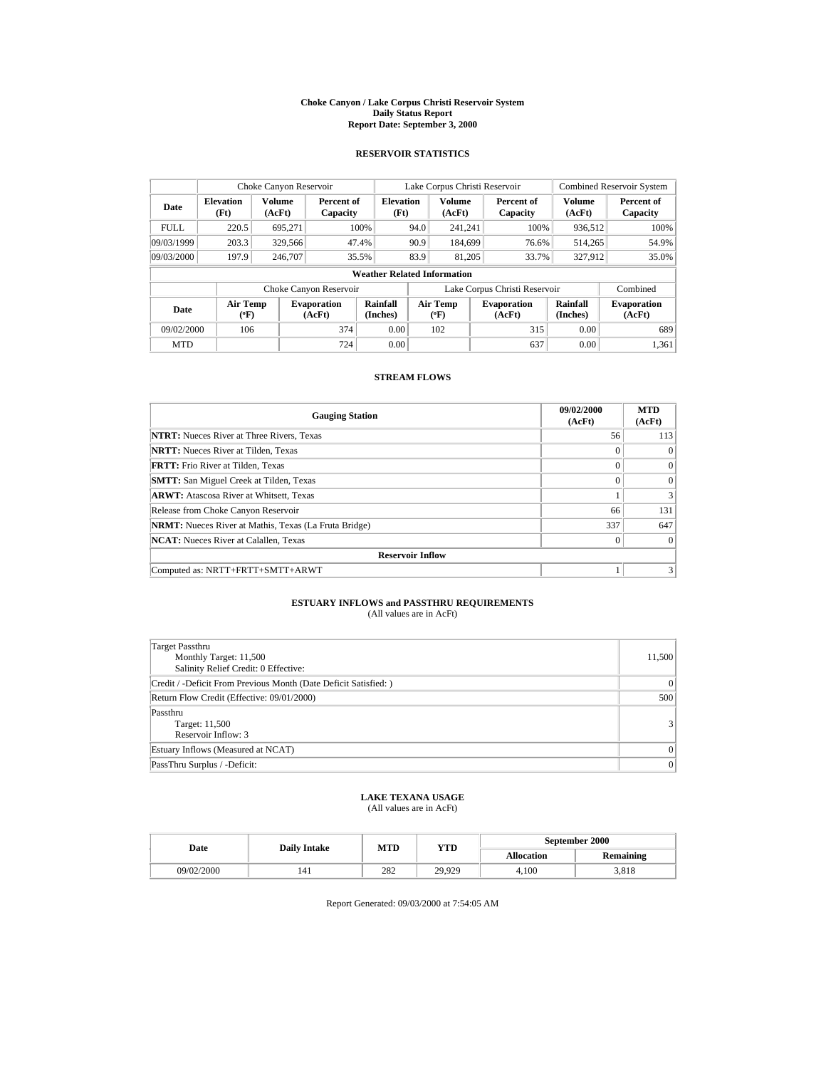# Choke Canyon / Lake Corpus Christi Reservoir System
## Daily Status Report
### Report Date: September 3, 2000

## RESERVOIR STATISTICS

| | Choke Canyon Reservoir | | | Lake Corpus Christi Reservoir | | | Combined Reservoir System | |
|---|---|---|---|---|---|---|---|---|
| Date | Elevation (Ft) | Volume (AcFt) | Percent of Capacity | Elevation (Ft) | Volume (AcFt) | Percent of Capacity | Volume (AcFt) | Percent of Capacity |
| FULL | 220.5 | 695,271 | 100% | 94.0 | 241,241 | 100% | 936,512 | 100% |
| 09/03/1999 | 203.3 | 329,566 | 47.4% | 90.9 | 184,699 | 76.6% | 514,265 | 54.9% |
| 09/03/2000 | 197.9 | 246,707 | 35.5% | 83.9 | 81,205 | 33.7% | 327,912 | 35.0% |

**Weather Related Information**

| | Choke Canyon Reservoir | | | Lake Corpus Christi Reservoir | | | Combined |
|---|---|---|---|---|---|---|---|
| Date | Air Temp (ºF) | Evaporation (AcFt) | Rainfall (Inches) | Air Temp (ºF) | Evaporation (AcFt) | Rainfall (Inches) | Evaporation (AcFt) |
| 09/02/2000 | 106 | 374 | 0.00 | 102 | 315 | 0.00 | 689 |
| MTD | | 724 | 0.00 | | 637 | 0.00 | 1,361 |

## STREAM FLOWS

| Gauging Station | 09/02/2000 (AcFt) | MTD (AcFt) |
|---|---|---|
| **NTRT:** Nueces River at Three Rivers, Texas | 56 | 113 |
| **NRTT:** Nueces River at Tilden, Texas | 0 | 0 |
| **FRTT:** Frio River at Tilden, Texas | 0 | 0 |
| **SMTT:** San Miguel Creek at Tilden, Texas | 0 | 0 |
| **ARWT:** Atascosa River at Whitsett, Texas | 1 | 3 |
| Release from Choke Canyon Reservoir | 66 | 131 |
| **NRMT:** Nueces River at Mathis, Texas (La Fruta Bridge) | 337 | 647 |
| **NCAT:** Nueces River at Calallen, Texas | 0 | 0 |
| **Reservoir Inflow** | | |
| Computed as: NRTT+FRTT+SMTT+ARWT | 1 | 3 |

## ESTUARY INFLOWS and PASSTHRU REQUIREMENTS
(All values are in AcFt)

| | |
|---|---|
| Target Passthru<br>Monthly Target: 11,500<br>Salinity Relief Credit: 0 Effective: | 11,500 |
| Credit / -Deficit From Previous Month (Date Deficit Satisfied: ) | 0 |
| Return Flow Credit (Effective: 09/01/2000) | 500 |
| Passthru<br>Target: 11,500<br>Reservoir Inflow: 3 | 3 |
| Estuary Inflows (Measured at NCAT) | 0 |
| PassThru Surplus / -Deficit: | 0 |

## LAKE TEXANA USAGE
(All values are in AcFt)

| Date | Daily Intake | MTD | YTD | September 2000 | |
|---|---|---|---|---|---|
| | | | | Allocation | Remaining |
| 09/02/2000 | 141 | 282 | 29,929 | 4,100 | 3,818 |

Report Generated: 09/03/2000 at 7:54:05 AM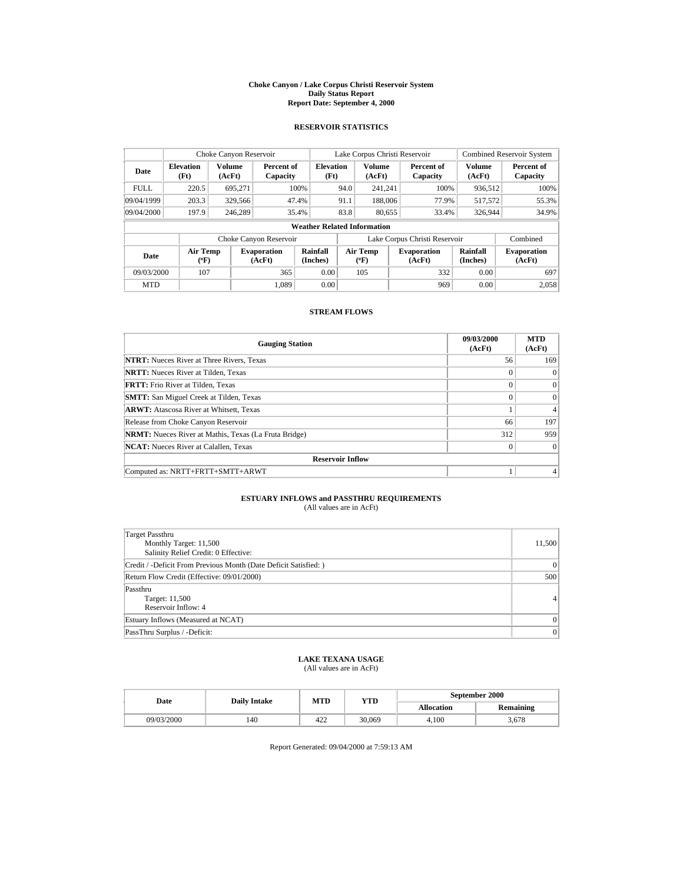# Choke Canyon / Lake Corpus Christi Reservoir System
## Daily Status Report
### Report Date: September 4, 2000

## RESERVOIR STATISTICS

| Date | Choke Canyon Reservoir | | | Lake Corpus Christi Reservoir | | | Combined Reservoir System | |
|---|---|---|---|---|---|---|---|---|
| | Elevation (Ft) | Volume (AcFt) | Percent of Capacity | Elevation (Ft) | Volume (AcFt) | Percent of Capacity | Volume (AcFt) | Percent of Capacity |
| FULL | 220.5 | 695,271 | 100% | 94.0 | 241,241 | 100% | 936,512 | 100% |
| 09/04/1999 | 203.3 | 329,566 | 47.4% | 91.1 | 188,006 | 77.9% | 517,572 | 55.3% |
| 09/04/2000 | 197.9 | 246,289 | 35.4% | 83.8 | 80,655 | 33.4% | 326,944 | 34.9% |

**Weather Related Information**

| Date | Choke Canyon Reservoir | | | Lake Corpus Christi Reservoir | | | Combined |
|---|---|---|---|---|---|---|---|
| | Air Temp (ºF) | Evaporation (AcFt) | Rainfall (Inches) | Air Temp (ºF) | Evaporation (AcFt) | Rainfall (Inches) | Evaporation (AcFt) |
| 09/03/2000 | 107 | 365 | 0.00 | 105 | 332 | 0.00 | 697 |
| MTD | | 1,089 | 0.00 | | 969 | 0.00 | 2,058 |

## STREAM FLOWS

| Gauging Station | 09/03/2000 (AcFt) | MTD (AcFt) |
|---|---|---|
| **NTRT:** Nueces River at Three Rivers, Texas | 56 | 169 |
| **NRTT:** Nueces River at Tilden, Texas | 0 | 0 |
| **FRTT:** Frio River at Tilden, Texas | 0 | 0 |
| **SMTT:** San Miguel Creek at Tilden, Texas | 0 | 0 |
| **ARWT:** Atascosa River at Whitsett, Texas | 1 | 4 |
| Release from Choke Canyon Reservoir | 66 | 197 |
| **NRMT:** Nueces River at Mathis, Texas (La Fruta Bridge) | 312 | 959 |
| **NCAT:** Nueces River at Calallen, Texas | 0 | 0 |
| **Reservoir Inflow** | | |
| Computed as: NRTT+FRTT+SMTT+ARWT | 1 | 4 |

## ESTUARY INFLOWS and PASSTHRU REQUIREMENTS
(All values are in AcFt)

| | |
|---|---|
| Target Passthru<br>Monthly Target: 11,500<br>Salinity Relief Credit: 0 Effective: | 11,500 |
| Credit / -Deficit From Previous Month (Date Deficit Satisfied: ) | 0 |
| Return Flow Credit (Effective: 09/01/2000) | 500 |
| Passthru<br>Target: 11,500<br>Reservoir Inflow: 4 | 4 |
| Estuary Inflows (Measured at NCAT) | 0 |
| PassThru Surplus / -Deficit: | 0 |

## LAKE TEXANA USAGE
(All values are in AcFt)

| Date | Daily Intake | MTD | YTD | September 2000 | |
|---|---|---|---|---|---|
| | | | | Allocation | Remaining |
| 09/03/2000 | 140 | 422 | 30,069 | 4,100 | 3,678 |

Report Generated: 09/04/2000 at 7:59:13 AM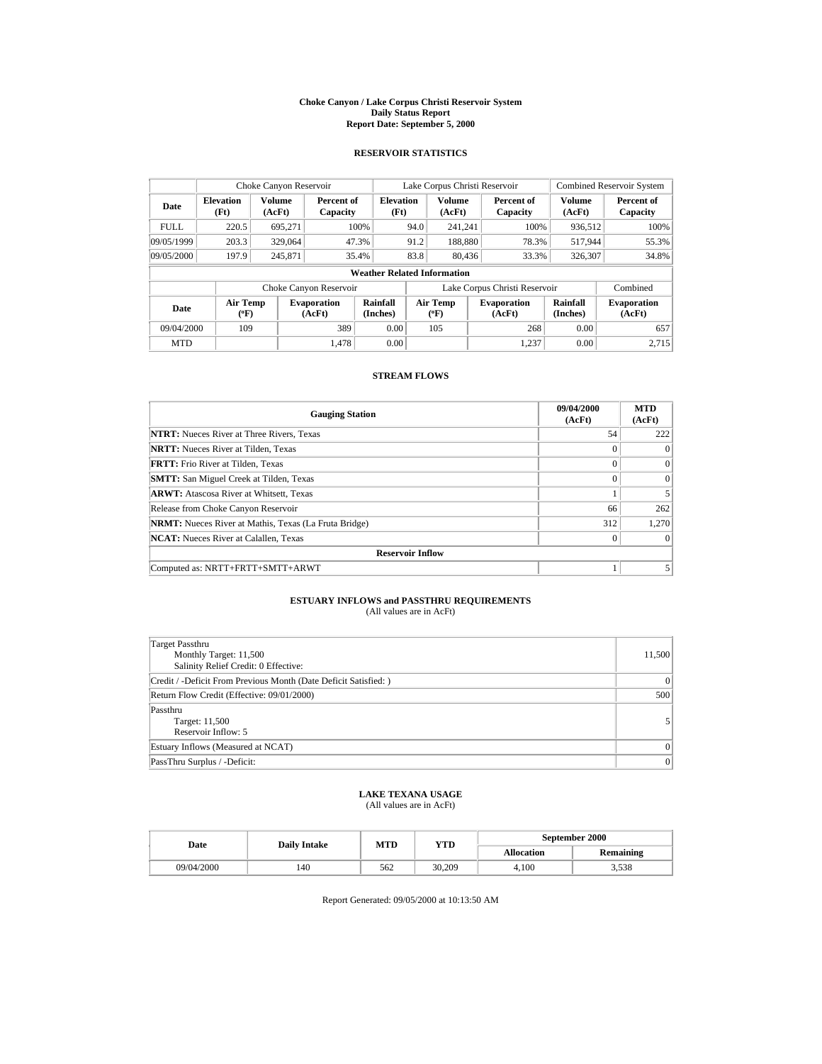# Choke Canyon / Lake Corpus Christi Reservoir System
## Daily Status Report
### Report Date: September 5, 2000

## RESERVOIR STATISTICS

| | Choke Canyon Reservoir | | | Lake Corpus Christi Reservoir | | | Combined Reservoir System | |
|---|---|---|---|---|---|---|---|---|
| Date | Elevation (Ft) | Volume (AcFt) | Percent of Capacity | Elevation (Ft) | Volume (AcFt) | Percent of Capacity | Volume (AcFt) | Percent of Capacity |
| FULL | 220.5 | 695,271 | 100% | 94.0 | 241,241 | 100% | 936,512 | 100% |
| 09/05/1999 | 203.3 | 329,064 | 47.3% | 91.2 | 188,880 | 78.3% | 517,944 | 55.3% |
| 09/05/2000 | 197.9 | 245,871 | 35.4% | 83.8 | 80,436 | 33.3% | 326,307 | 34.8% |

**Weather Related Information**

| | Choke Canyon Reservoir | | | Lake Corpus Christi Reservoir | | | Combined |
|---|---|---|---|---|---|---|---|
| Date | Air Temp (ºF) | Evaporation (AcFt) | Rainfall (Inches) | Air Temp (ºF) | Evaporation (AcFt) | Rainfall (Inches) | Evaporation (AcFt) |
| 09/04/2000 | 109 | 389 | 0.00 | 105 | 268 | 0.00 | 657 |
| MTD | | 1,478 | 0.00 | | 1,237 | 0.00 | 2,715 |

## STREAM FLOWS

| Gauging Station | 09/04/2000 (AcFt) | MTD (AcFt) |
|---|---|---|
| **NTRT:** Nueces River at Three Rivers, Texas | 54 | 222 |
| **NRTT:** Nueces River at Tilden, Texas | 0 | 0 |
| **FRTT:** Frio River at Tilden, Texas | 0 | 0 |
| **SMTT:** San Miguel Creek at Tilden, Texas | 0 | 0 |
| **ARWT:** Atascosa River at Whitsett, Texas | 1 | 5 |
| Release from Choke Canyon Reservoir | 66 | 262 |
| **NRMT:** Nueces River at Mathis, Texas (La Fruta Bridge) | 312 | 1,270 |
| **NCAT:** Nueces River at Calallen, Texas | 0 | 0 |
| **Reservoir Inflow** | | |
| Computed as: NRTT+FRTT+SMTT+ARWT | 1 | 5 |

## ESTUARY INFLOWS and PASSTHRU REQUIREMENTS
(All values are in AcFt)

| | |
|---|---|
| Target Passthru<br>Monthly Target: 11,500<br>Salinity Relief Credit: 0 Effective: | 11,500 |
| Credit / -Deficit From Previous Month (Date Deficit Satisfied: ) | 0 |
| Return Flow Credit (Effective: 09/01/2000) | 500 |
| Passthru<br>Target: 11,500<br>Reservoir Inflow: 5 | 5 |
| Estuary Inflows (Measured at NCAT) | 0 |
| PassThru Surplus / -Deficit: | 0 |

## LAKE TEXANA USAGE
(All values are in AcFt)

| Date | Daily Intake | MTD | YTD | September 2000 | |
|---|---|---|---|---|---|
| | | | | Allocation | Remaining |
| 09/04/2000 | 140 | 562 | 30,209 | 4,100 | 3,538 |

Report Generated: 09/05/2000 at 10:13:50 AM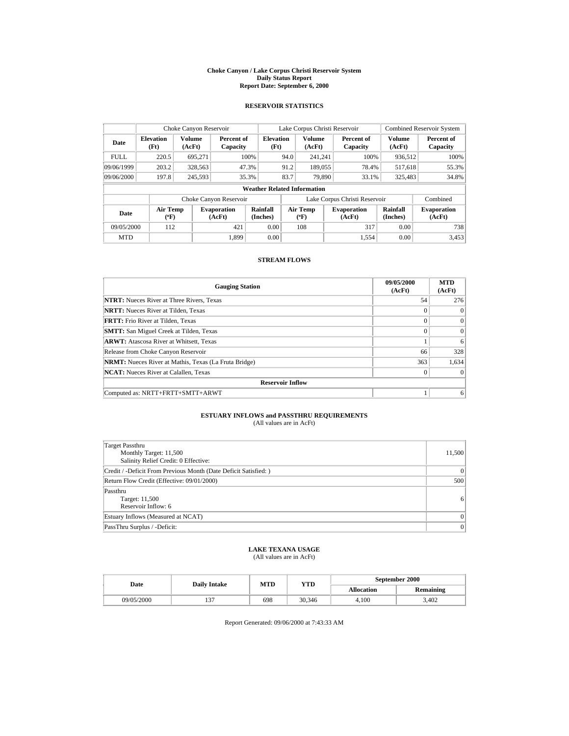# Choke Canyon / Lake Corpus Christi Reservoir System
## Daily Status Report
### Report Date: September 6, 2000

## RESERVOIR STATISTICS

| Date | Choke Canyon Reservoir | | | Lake Corpus Christi Reservoir | | | Combined Reservoir System | |
|---|---|---|---|---|---|---|---|---|
| | Elevation (Ft) | Volume (AcFt) | Percent of Capacity | Elevation (Ft) | Volume (AcFt) | Percent of Capacity | Volume (AcFt) | Percent of Capacity |
| FULL | 220.5 | 695,271 | 100% | 94.0 | 241,241 | 100% | 936,512 | 100% |
| 09/06/1999 | 203.2 | 328,563 | 47.3% | 91.2 | 189,055 | 78.4% | 517,618 | 55.3% |
| 09/06/2000 | 197.8 | 245,593 | 35.3% | 83.7 | 79,890 | 33.1% | 325,483 | 34.8% |

**Weather Related Information**

| Date | Choke Canyon Reservoir | | | Lake Corpus Christi Reservoir | | | Combined |
|---|---|---|---|---|---|---|---|
| | Air Temp (ºF) | Evaporation (AcFt) | Rainfall (Inches) | Air Temp (ºF) | Evaporation (AcFt) | Rainfall (Inches) | Evaporation (AcFt) |
| 09/05/2000 | 112 | 421 | 0.00 | 108 | 317 | 0.00 | 738 |
| MTD | | 1,899 | 0.00 | | 1,554 | 0.00 | 3,453 |

## STREAM FLOWS

| Gauging Station | 09/05/2000 (AcFt) | MTD (AcFt) |
|---|---|---|
| **NTRT:** Nueces River at Three Rivers, Texas | 54 | 276 |
| **NRTT:** Nueces River at Tilden, Texas | 0 | 0 |
| **FRTT:** Frio River at Tilden, Texas | 0 | 0 |
| **SMTT:** San Miguel Creek at Tilden, Texas | 0 | 0 |
| **ARWT:** Atascosa River at Whitsett, Texas | 1 | 6 |
| Release from Choke Canyon Reservoir | 66 | 328 |
| **NRMT:** Nueces River at Mathis, Texas (La Fruta Bridge) | 363 | 1,634 |
| **NCAT:** Nueces River at Calallen, Texas | 0 | 0 |
| **Reservoir Inflow** | | |
| Computed as: NRTT+FRTT+SMTT+ARWT | 1 | 6 |

## ESTUARY INFLOWS and PASSTHRU REQUIREMENTS
(All values are in AcFt)

| | |
|---|---|
| Target Passthru<br>Monthly Target: 11,500<br>Salinity Relief Credit: 0 Effective: | 11,500 |
| Credit / -Deficit From Previous Month (Date Deficit Satisfied: ) | 0 |
| Return Flow Credit (Effective: 09/01/2000) | 500 |
| Passthru<br>Target: 11,500<br>Reservoir Inflow: 6 | 6 |
| Estuary Inflows (Measured at NCAT) | 0 |
| PassThru Surplus / -Deficit: | 0 |

## LAKE TEXANA USAGE
(All values are in AcFt)

| Date | Daily Intake | MTD | YTD | September 2000 | |
|---|---|---|---|---|---|
| | | | | Allocation | Remaining |
| 09/05/2000 | 137 | 698 | 30,346 | 4,100 | 3,402 |

Report Generated: 09/06/2000 at 7:43:33 AM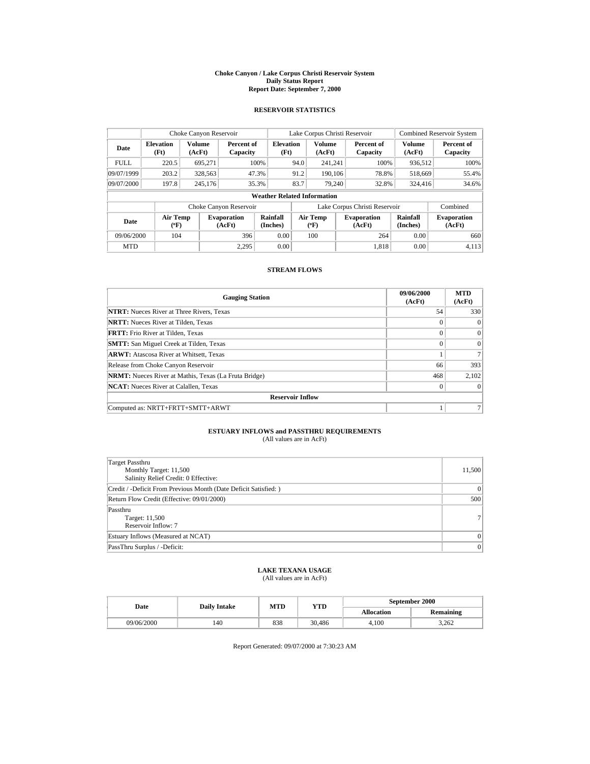**Choke Canyon / Lake Corpus Christi Reservoir System**
**Daily Status Report**
**Report Date: September 7, 2000**

## RESERVOIR STATISTICS

| | Choke Canyon Reservoir | | | Lake Corpus Christi Reservoir | | | Combined Reservoir System | |
|---|---|---|---|---|---|---|---|---|
| **Date** | **Elevation (Ft)** | **Volume (AcFt)** | **Percent of Capacity** | **Elevation (Ft)** | **Volume (AcFt)** | **Percent of Capacity** | **Volume (AcFt)** | **Percent of Capacity** |
| FULL | 220.5 | 695,271 | 100% | 94.0 | 241,241 | 100% | 936,512 | 100% |
| 09/07/1999 | 203.2 | 328,563 | 47.3% | 91.2 | 190,106 | 78.8% | 518,669 | 55.4% |
| 09/07/2000 | 197.8 | 245,176 | 35.3% | 83.7 | 79,240 | 32.8% | 324,416 | 34.6% |

**Weather Related Information**

| | Choke Canyon Reservoir | | | Lake Corpus Christi Reservoir | | | Combined |
|---|---|---|---|---|---|---|---|
| **Date** | **Air Temp (°F)** | **Evaporation (AcFt)** | **Rainfall (Inches)** | **Air Temp (°F)** | **Evaporation (AcFt)** | **Rainfall (Inches)** | **Evaporation (AcFt)** |
| 09/06/2000 | 104 | 396 | 0.00 | 100 | 264 | 0.00 | 660 |
| MTD | | 2,295 | 0.00 | | 1,818 | 0.00 | 4,113 |

## STREAM FLOWS

| Gauging Station | 09/06/2000 (AcFt) | MTD (AcFt) |
|---|---|---|
| **NTRT:** Nueces River at Three Rivers, Texas | 54 | 330 |
| **NRTT:** Nueces River at Tilden, Texas | 0 | 0 |
| **FRTT:** Frio River at Tilden, Texas | 0 | 0 |
| **SMTT:** San Miguel Creek at Tilden, Texas | 0 | 0 |
| **ARWT:** Atascosa River at Whitsett, Texas | 1 | 7 |
| Release from Choke Canyon Reservoir | 66 | 393 |
| **NRMT:** Nueces River at Mathis, Texas (La Fruta Bridge) | 468 | 2,102 |
| **NCAT:** Nueces River at Calallen, Texas | 0 | 0 |
| **Reservoir Inflow** | | |
| Computed as: NRTT+FRTT+SMTT+ARWT | 1 | 7 |

## ESTUARY INFLOWS and PASSTHRU REQUIREMENTS

(All values are in AcFt)

| | |
|---|---|
| Target Passthru<br>Monthly Target: 11,500<br>Salinity Relief Credit: 0 Effective: | 11,500 |
| Credit / -Deficit From Previous Month (Date Deficit Satisfied: ) | 0 |
| Return Flow Credit (Effective: 09/01/2000) | 500 |
| Passthru<br>Target: 11,500<br>Reservoir Inflow: 7 | 7 |
| Estuary Inflows (Measured at NCAT) | 0 |
| PassThru Surplus / -Deficit: | 0 |

## LAKE TEXANA USAGE

(All values are in AcFt)

| Date | Daily Intake | MTD | YTD | September 2000 | |
|---|---|---|---|---|---|
| | | | | **Allocation** | **Remaining** |
| 09/06/2000 | 140 | 838 | 30,486 | 4,100 | 3,262 |

Report Generated: 09/07/2000 at 7:30:23 AM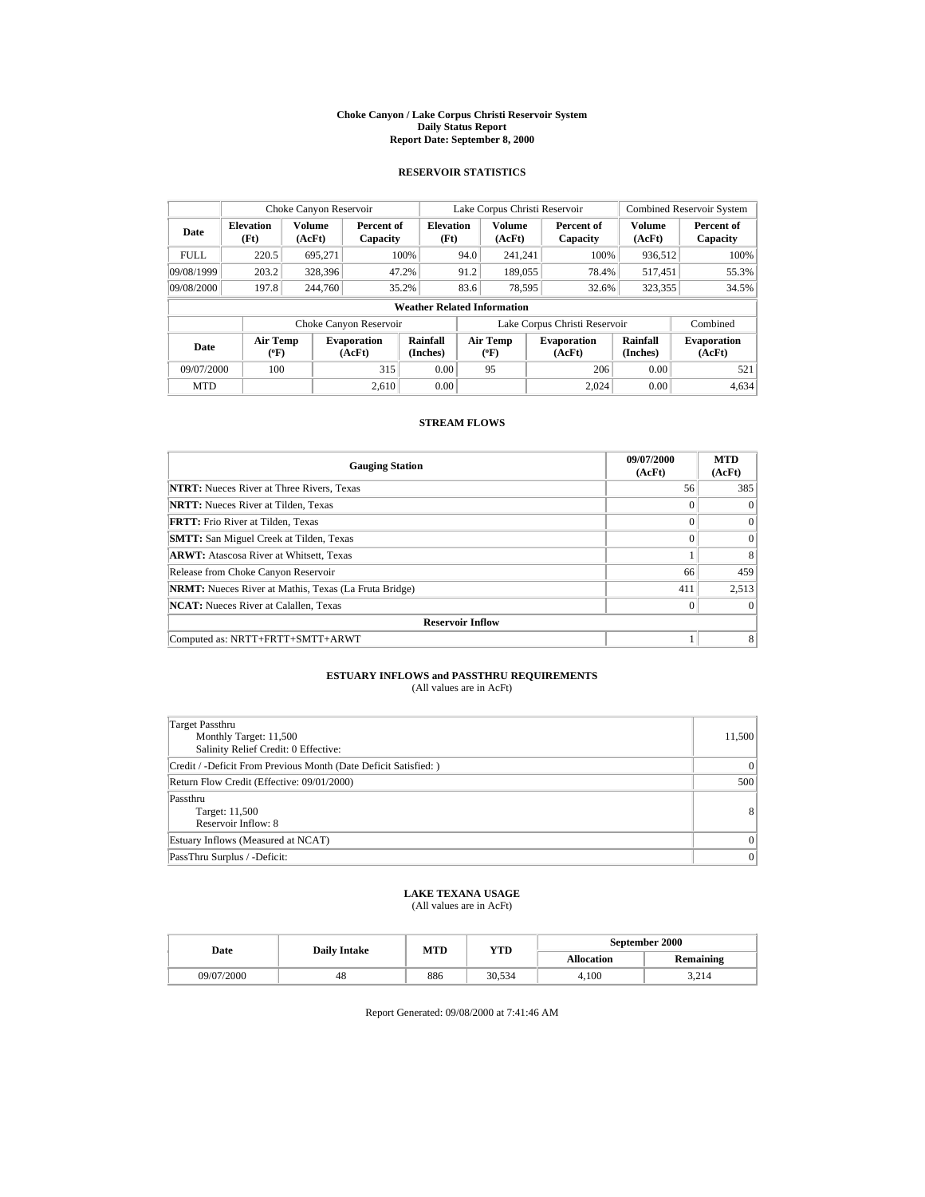# Choke Canyon / Lake Corpus Christi Reservoir System
## Daily Status Report
## Report Date: September 8, 2000

### RESERVOIR STATISTICS

| | Choke Canyon Reservoir | | | Lake Corpus Christi Reservoir | | | Combined Reservoir System | |
|---|---|---|---|---|---|---|---|---|
| Date | Elevation (Ft) | Volume (AcFt) | Percent of Capacity | Elevation (Ft) | Volume (AcFt) | Percent of Capacity | Volume (AcFt) | Percent of Capacity |
| FULL | 220.5 | 695,271 | 100% | 94.0 | 241,241 | 100% | 936,512 | 100% |
| 09/08/1999 | 203.2 | 328,396 | 47.2% | 91.2 | 189,055 | 78.4% | 517,451 | 55.3% |
| 09/08/2000 | 197.8 | 244,760 | 35.2% | 83.6 | 78,595 | 32.6% | 323,355 | 34.5% |

**Weather Related Information**

| | Choke Canyon Reservoir | | | Lake Corpus Christi Reservoir | | | Combined |
|---|---|---|---|---|---|---|---|
| Date | Air Temp (ºF) | Evaporation (AcFt) | Rainfall (Inches) | Air Temp (ºF) | Evaporation (AcFt) | Rainfall (Inches) | Evaporation (AcFt) |
| 09/07/2000 | 100 | 315 | 0.00 | 95 | 206 | 0.00 | 521 |
| MTD | | 2,610 | 0.00 | | 2,024 | 0.00 | 4,634 |

### STREAM FLOWS

| Gauging Station | 09/07/2000 (AcFt) | MTD (AcFt) |
|---|---|---|
| **NTRT:** Nueces River at Three Rivers, Texas | 56 | 385 |
| **NRTT:** Nueces River at Tilden, Texas | 0 | 0 |
| **FRTT:** Frio River at Tilden, Texas | 0 | 0 |
| **SMTT:** San Miguel Creek at Tilden, Texas | 0 | 0 |
| **ARWT:** Atascosa River at Whitsett, Texas | 1 | 8 |
| Release from Choke Canyon Reservoir | 66 | 459 |
| **NRMT:** Nueces River at Mathis, Texas (La Fruta Bridge) | 411 | 2,513 |
| **NCAT:** Nueces River at Calallen, Texas | 0 | 0 |
| **Reservoir Inflow** | | |
| Computed as: NRTT+FRTT+SMTT+ARWT | 1 | 8 |

### ESTUARY INFLOWS and PASSTHRU REQUIREMENTS
(All values are in AcFt)

| | |
|---|---|
| Target Passthru<br>Monthly Target: 11,500<br>Salinity Relief Credit: 0 Effective: | 11,500 |
| Credit / -Deficit From Previous Month (Date Deficit Satisfied: ) | 0 |
| Return Flow Credit (Effective: 09/01/2000) | 500 |
| Passthru<br>Target: 11,500<br>Reservoir Inflow: 8 | 8 |
| Estuary Inflows (Measured at NCAT) | 0 |
| PassThru Surplus / -Deficit: | 0 |

### LAKE TEXANA USAGE
(All values are in AcFt)

| Date | Daily Intake | MTD | YTD | September 2000 | |
|---|---|---|---|---|---|
| | | | | Allocation | Remaining |
| 09/07/2000 | 48 | 886 | 30,534 | 4,100 | 3,214 |

Report Generated: 09/08/2000 at 7:41:46 AM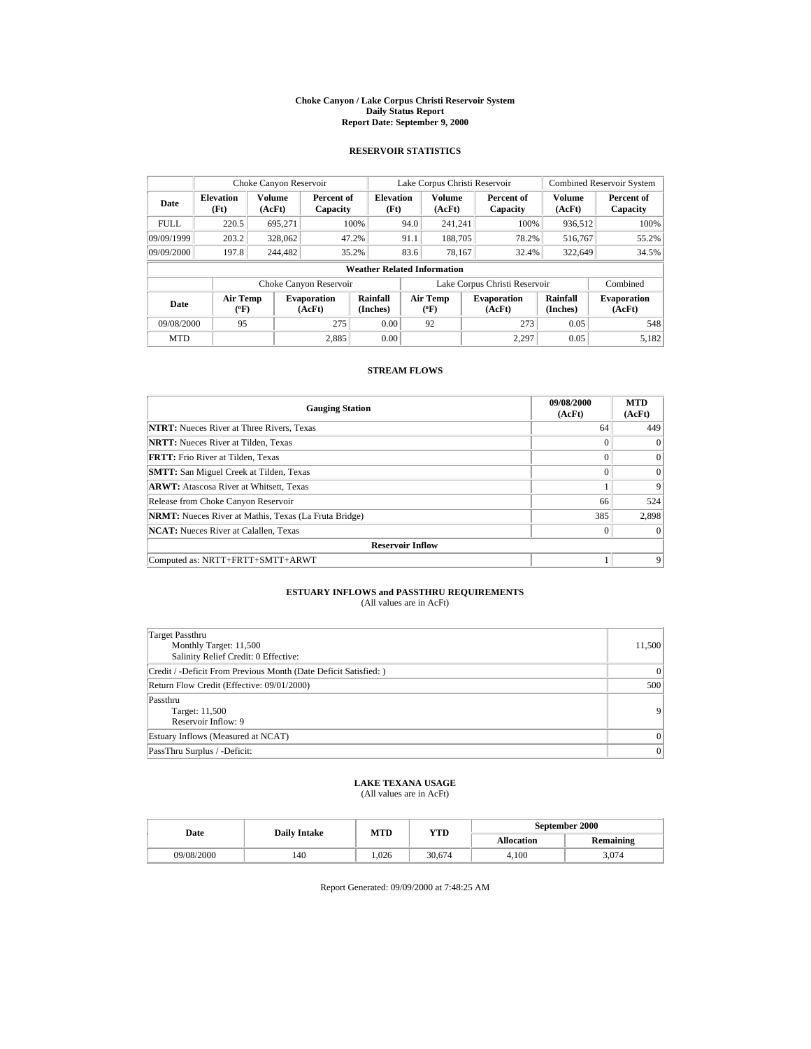# Choke Canyon / Lake Corpus Christi Reservoir System
## Daily Status Report
### Report Date: September 9, 2000

## RESERVOIR STATISTICS

| | Choke Canyon Reservoir | | | Lake Corpus Christi Reservoir | | | Combined Reservoir System | |
|---|---|---|---|---|---|---|---|---|
| Date | Elevation (Ft) | Volume (AcFt) | Percent of Capacity | Elevation (Ft) | Volume (AcFt) | Percent of Capacity | Volume (AcFt) | Percent of Capacity |
| FULL | 220.5 | 695,271 | 100% | 94.0 | 241,241 | 100% | 936,512 | 100% |
| 09/09/1999 | 203.2 | 328,062 | 47.2% | 91.1 | 188,705 | 78.2% | 516,767 | 55.2% |
| 09/09/2000 | 197.8 | 244,482 | 35.2% | 83.6 | 78,167 | 32.4% | 322,649 | 34.5% |

**Weather Related Information**

| | Choke Canyon Reservoir | | | Lake Corpus Christi Reservoir | | | Combined |
|---|---|---|---|---|---|---|---|
| Date | Air Temp (ºF) | Evaporation (AcFt) | Rainfall (Inches) | Air Temp (ºF) | Evaporation (AcFt) | Rainfall (Inches) | Evaporation (AcFt) |
| 09/08/2000 | 95 | 275 | 0.00 | 92 | 273 | 0.05 | 548 |
| MTD | | 2,885 | 0.00 | | 2,297 | 0.05 | 5,182 |

## STREAM FLOWS

| Gauging Station | 09/08/2000 (AcFt) | MTD (AcFt) |
|---|---|---|
| **NTRT:** Nueces River at Three Rivers, Texas | 64 | 449 |
| **NRTT:** Nueces River at Tilden, Texas | 0 | 0 |
| **FRTT:** Frio River at Tilden, Texas | 0 | 0 |
| **SMTT:** San Miguel Creek at Tilden, Texas | 0 | 0 |
| **ARWT:** Atascosa River at Whitsett, Texas | 1 | 9 |
| Release from Choke Canyon Reservoir | 66 | 524 |
| **NRMT:** Nueces River at Mathis, Texas (La Fruta Bridge) | 385 | 2,898 |
| **NCAT:** Nueces River at Calallen, Texas | 0 | 0 |
| **Reservoir Inflow** | | |
| Computed as: NRTT+FRTT+SMTT+ARWT | 1 | 9 |

## ESTUARY INFLOWS and PASSTHRU REQUIREMENTS
(All values are in AcFt)

| | |
|---|---|
| Target Passthru<br>Monthly Target: 11,500<br>Salinity Relief Credit: 0 Effective: | 11,500 |
| Credit / -Deficit From Previous Month (Date Deficit Satisfied: ) | 0 |
| Return Flow Credit (Effective: 09/01/2000) | 500 |
| Passthru<br>Target: 11,500<br>Reservoir Inflow: 9 | 9 |
| Estuary Inflows (Measured at NCAT) | 0 |
| PassThru Surplus / -Deficit: | 0 |

## LAKE TEXANA USAGE
(All values are in AcFt)

| Date | Daily Intake | MTD | YTD | September 2000 | |
|---|---|---|---|---|---|
| | | | | Allocation | Remaining |
| 09/08/2000 | 140 | 1,026 | 30,674 | 4,100 | 3,074 |

Report Generated: 09/09/2000 at 7:48:25 AM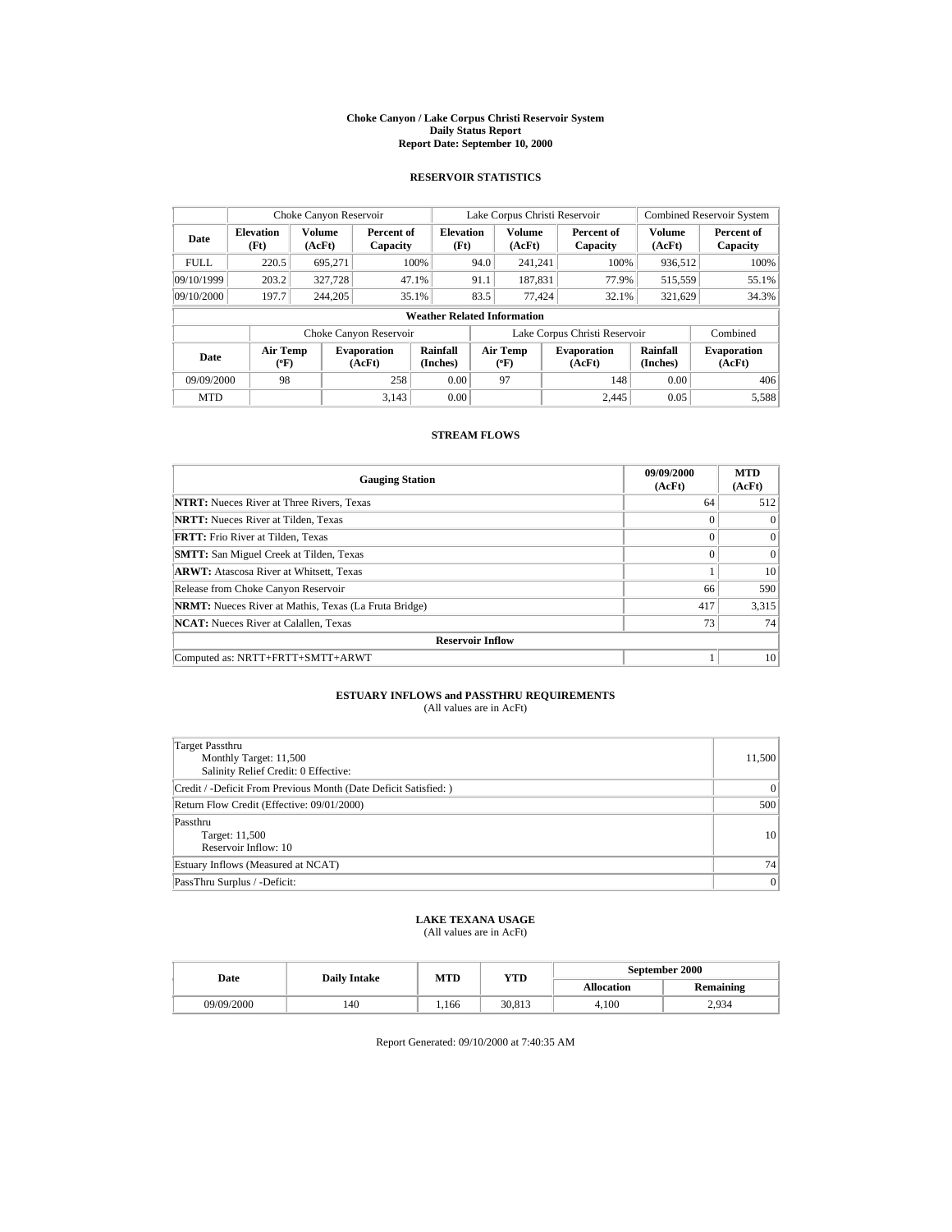# Choke Canyon / Lake Corpus Christi Reservoir System
## Daily Status Report
## Report Date: September 10, 2000

### RESERVOIR STATISTICS

| | Choke Canyon Reservoir | | | Lake Corpus Christi Reservoir | | | Combined Reservoir System | |
|---|---|---|---|---|---|---|---|---|
| Date | Elevation (Ft) | Volume (AcFt) | Percent of Capacity | Elevation (Ft) | Volume (AcFt) | Percent of Capacity | Volume (AcFt) | Percent of Capacity |
| FULL | 220.5 | 695,271 | 100% | 94.0 | 241,241 | 100% | 936,512 | 100% |
| 09/10/1999 | 203.2 | 327,728 | 47.1% | 91.1 | 187,831 | 77.9% | 515,559 | 55.1% |
| 09/10/2000 | 197.7 | 244,205 | 35.1% | 83.5 | 77,424 | 32.1% | 321,629 | 34.3% |

**Weather Related Information**

| | Choke Canyon Reservoir | | | Lake Corpus Christi Reservoir | | | Combined |
|---|---|---|---|---|---|---|---|
| Date | Air Temp (ºF) | Evaporation (AcFt) | Rainfall (Inches) | Air Temp (ºF) | Evaporation (AcFt) | Rainfall (Inches) | Evaporation (AcFt) |
| 09/09/2000 | 98 | 258 | 0.00 | 97 | 148 | 0.00 | 406 |
| MTD | | 3,143 | 0.00 | | 2,445 | 0.05 | 5,588 |

### STREAM FLOWS

| Gauging Station | 09/09/2000 (AcFt) | MTD (AcFt) |
|---|---|---|
| **NTRT:** Nueces River at Three Rivers, Texas | 64 | 512 |
| **NRTT:** Nueces River at Tilden, Texas | 0 | 0 |
| **FRTT:** Frio River at Tilden, Texas | 0 | 0 |
| **SMTT:** San Miguel Creek at Tilden, Texas | 0 | 0 |
| **ARWT:** Atascosa River at Whitsett, Texas | 1 | 10 |
| Release from Choke Canyon Reservoir | 66 | 590 |
| **NRMT:** Nueces River at Mathis, Texas (La Fruta Bridge) | 417 | 3,315 |
| **NCAT:** Nueces River at Calallen, Texas | 73 | 74 |
| **Reservoir Inflow** | | |
| Computed as: NRTT+FRTT+SMTT+ARWT | 1 | 10 |

### ESTUARY INFLOWS and PASSTHRU REQUIREMENTS
(All values are in AcFt)

| | |
|---|---|
| Target Passthru<br>Monthly Target: 11,500<br>Salinity Relief Credit: 0 Effective: | 11,500 |
| Credit / -Deficit From Previous Month (Date Deficit Satisfied: ) | 0 |
| Return Flow Credit (Effective: 09/01/2000) | 500 |
| Passthru<br>Target: 11,500<br>Reservoir Inflow: 10 | 10 |
| Estuary Inflows (Measured at NCAT) | 74 |
| PassThru Surplus / -Deficit: | 0 |

### LAKE TEXANA USAGE
(All values are in AcFt)

| Date | Daily Intake | MTD | YTD | September 2000 | |
|---|---|---|---|---|---|
| | | | | Allocation | Remaining |
| 09/09/2000 | 140 | 1,166 | 30,813 | 4,100 | 2,934 |

Report Generated: 09/10/2000 at 7:40:35 AM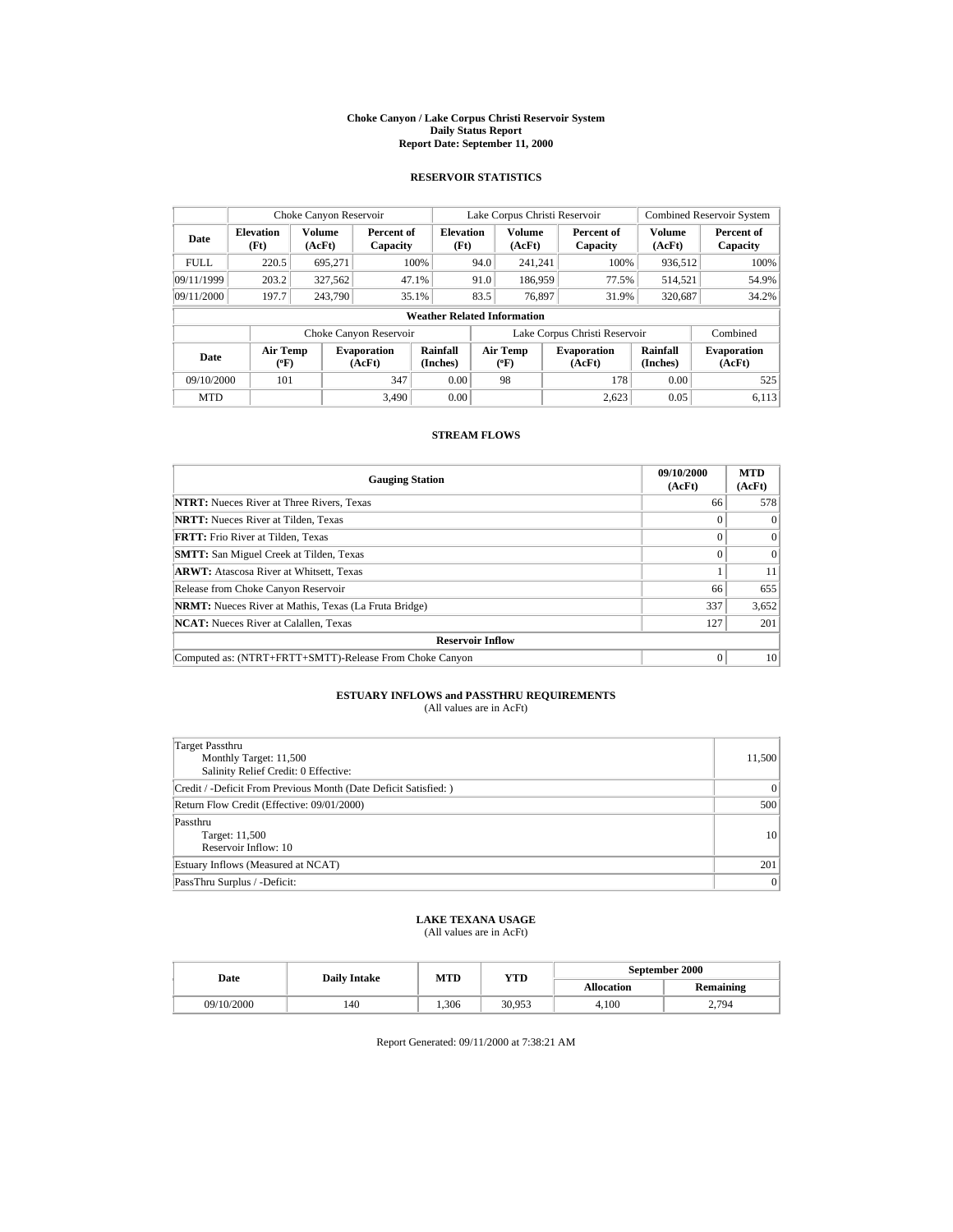# Choke Canyon / Lake Corpus Christi Reservoir System
## Daily Status Report
### Report Date: September 11, 2000

## RESERVOIR STATISTICS

| | Choke Canyon Reservoir | | | Lake Corpus Christi Reservoir | | | Combined Reservoir System | |
|---|---|---|---|---|---|---|---|---|
| Date | Elevation (Ft) | Volume (AcFt) | Percent of Capacity | Elevation (Ft) | Volume (AcFt) | Percent of Capacity | Volume (AcFt) | Percent of Capacity |
| FULL | 220.5 | 695,271 | 100% | 94.0 | 241,241 | 100% | 936,512 | 100% |
| 09/11/1999 | 203.2 | 327,562 | 47.1% | 91.0 | 186,959 | 77.5% | 514,521 | 54.9% |
| 09/11/2000 | 197.7 | 243,790 | 35.1% | 83.5 | 76,897 | 31.9% | 320,687 | 34.2% |

**Weather Related Information**

| | Choke Canyon Reservoir | | | Lake Corpus Christi Reservoir | | | Combined |
|---|---|---|---|---|---|---|---|
| Date | Air Temp (ºF) | Evaporation (AcFt) | Rainfall (Inches) | Air Temp (ºF) | Evaporation (AcFt) | Rainfall (Inches) | Evaporation (AcFt) |
| 09/10/2000 | 101 | 347 | 0.00 | 98 | 178 | 0.00 | 525 |
| MTD | | 3,490 | 0.00 | | 2,623 | 0.05 | 6,113 |

## STREAM FLOWS

| Gauging Station | 09/10/2000 (AcFt) | MTD (AcFt) |
|---|---|---|
| **NTRT:** Nueces River at Three Rivers, Texas | 66 | 578 |
| **NRTT:** Nueces River at Tilden, Texas | 0 | 0 |
| **FRTT:** Frio River at Tilden, Texas | 0 | 0 |
| **SMTT:** San Miguel Creek at Tilden, Texas | 0 | 0 |
| **ARWT:** Atascosa River at Whitsett, Texas | 1 | 11 |
| Release from Choke Canyon Reservoir | 66 | 655 |
| **NRMT:** Nueces River at Mathis, Texas (La Fruta Bridge) | 337 | 3,652 |
| **NCAT:** Nueces River at Calallen, Texas | 127 | 201 |
| **Reservoir Inflow** | | |
| Computed as: (NTRT+FRTT+SMTT)-Release From Choke Canyon | 0 | 10 |

## ESTUARY INFLOWS and PASSTHRU REQUIREMENTS
(All values are in AcFt)

| | |
|---|---|
| Target Passthru<br>Monthly Target: 11,500<br>Salinity Relief Credit: 0 Effective: | 11,500 |
| Credit / -Deficit From Previous Month (Date Deficit Satisfied: ) | 0 |
| Return Flow Credit (Effective: 09/01/2000) | 500 |
| Passthru<br>Target: 11,500<br>Reservoir Inflow: 10 | 10 |
| Estuary Inflows (Measured at NCAT) | 201 |
| PassThru Surplus / -Deficit: | 0 |

## LAKE TEXANA USAGE
(All values are in AcFt)

| Date | Daily Intake | MTD | YTD | September 2000 | |
|---|---|---|---|---|---|
| | | | | Allocation | Remaining |
| 09/10/2000 | 140 | 1,306 | 30,953 | 4,100 | 2,794 |

Report Generated: 09/11/2000 at 7:38:21 AM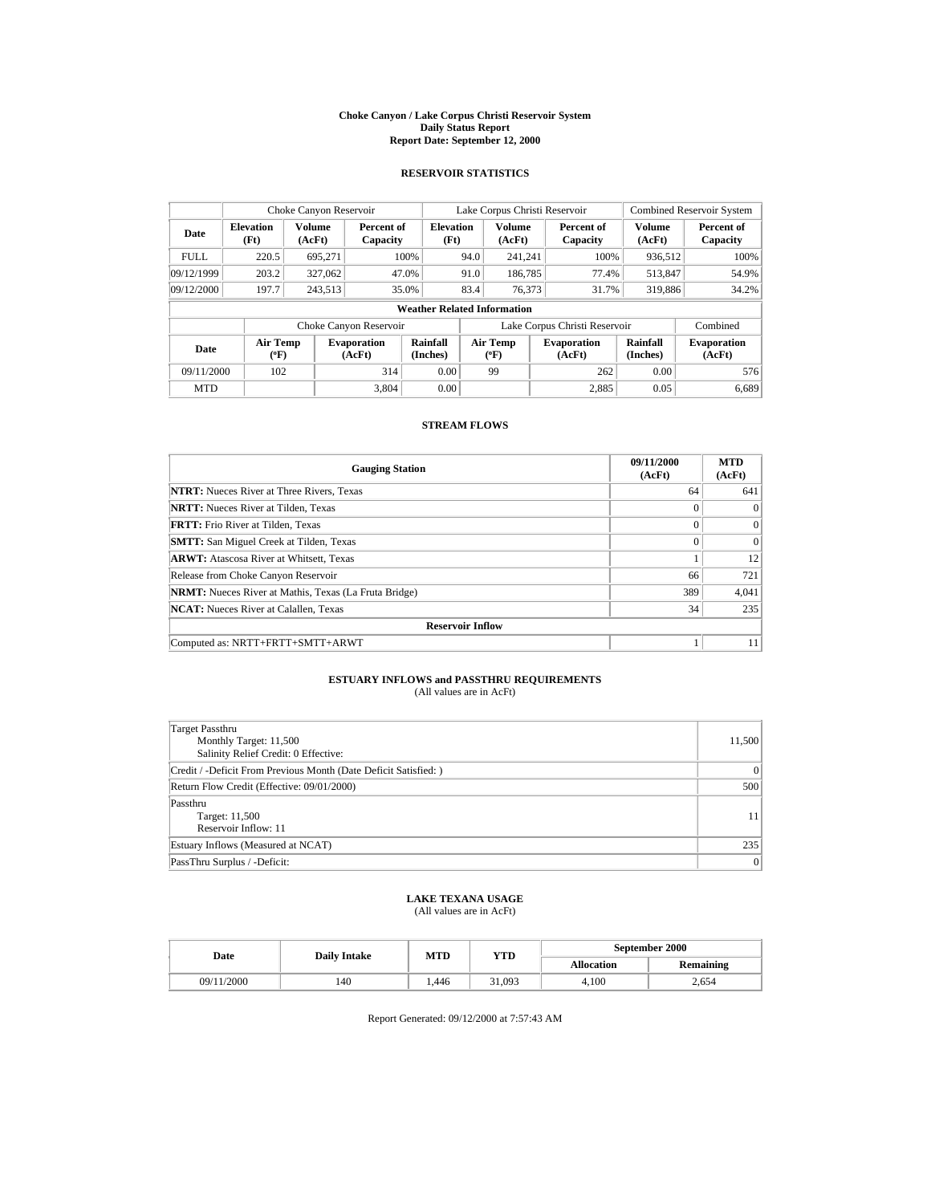# Choke Canyon / Lake Corpus Christi Reservoir System
## Daily Status Report
## Report Date: September 12, 2000

### RESERVOIR STATISTICS

| Date | Choke Canyon Reservoir | | | Lake Corpus Christi Reservoir | | | Combined Reservoir System | |
|---|---|---|---|---|---|---|---|---|
| | Elevation (Ft) | Volume (AcFt) | Percent of Capacity | Elevation (Ft) | Volume (AcFt) | Percent of Capacity | Volume (AcFt) | Percent of Capacity |
| FULL | 220.5 | 695,271 | 100% | 94.0 | 241,241 | 100% | 936,512 | 100% |
| 09/12/1999 | 203.2 | 327,062 | 47.0% | 91.0 | 186,785 | 77.4% | 513,847 | 54.9% |
| 09/12/2000 | 197.7 | 243,513 | 35.0% | 83.4 | 76,373 | 31.7% | 319,886 | 34.2% |

**Weather Related Information**

| Date | Choke Canyon Reservoir | | | Lake Corpus Christi Reservoir | | | Combined |
|---|---|---|---|---|---|---|---|
| | Air Temp (ºF) | Evaporation (AcFt) | Rainfall (Inches) | Air Temp (ºF) | Evaporation (AcFt) | Rainfall (Inches) | Evaporation (AcFt) |
| 09/11/2000 | 102 | 314 | 0.00 | 99 | 262 | 0.00 | 576 |
| MTD | | 3,804 | 0.00 | | 2,885 | 0.05 | 6,689 |

### STREAM FLOWS

| Gauging Station | 09/11/2000 (AcFt) | MTD (AcFt) |
|---|---|---|
| **NTRT:** Nueces River at Three Rivers, Texas | 64 | 641 |
| **NRTT:** Nueces River at Tilden, Texas | 0 | 0 |
| **FRTT:** Frio River at Tilden, Texas | 0 | 0 |
| **SMTT:** San Miguel Creek at Tilden, Texas | 0 | 0 |
| **ARWT:** Atascosa River at Whitsett, Texas | 1 | 12 |
| Release from Choke Canyon Reservoir | 66 | 721 |
| **NRMT:** Nueces River at Mathis, Texas (La Fruta Bridge) | 389 | 4,041 |
| **NCAT:** Nueces River at Calallen, Texas | 34 | 235 |
| **Reservoir Inflow** | | |
| Computed as: NRTT+FRTT+SMTT+ARWT | 1 | 11 |

### ESTUARY INFLOWS and PASSTHRU REQUIREMENTS
(All values are in AcFt)

| | |
|---|---|
| Target Passthru<br>Monthly Target: 11,500<br>Salinity Relief Credit: 0 Effective: | 11,500 |
| Credit / -Deficit From Previous Month (Date Deficit Satisfied: ) | 0 |
| Return Flow Credit (Effective: 09/01/2000) | 500 |
| Passthru<br>Target: 11,500<br>Reservoir Inflow: 11 | 11 |
| Estuary Inflows (Measured at NCAT) | 235 |
| PassThru Surplus / -Deficit: | 0 |

### LAKE TEXANA USAGE
(All values are in AcFt)

| Date | Daily Intake | MTD | YTD | September 2000 | |
|---|---|---|---|---|---|
| | | | | Allocation | Remaining |
| 09/11/2000 | 140 | 1,446 | 31,093 | 4,100 | 2,654 |

Report Generated: 09/12/2000 at 7:57:43 AM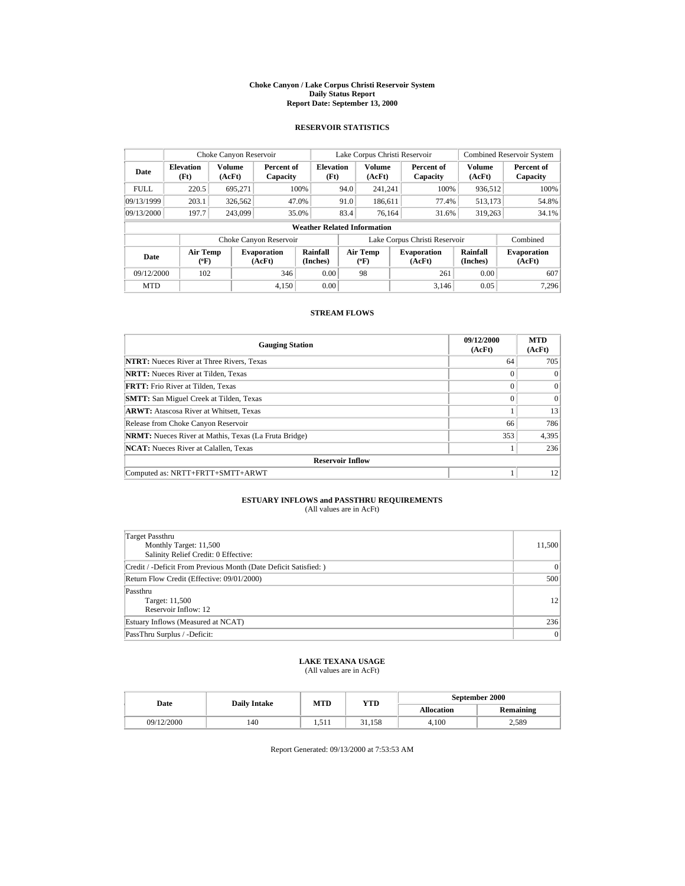# Choke Canyon / Lake Corpus Christi Reservoir System
## Daily Status Report
## Report Date: September 13, 2000

### RESERVOIR STATISTICS

| | Choke Canyon Reservoir | | | Lake Corpus Christi Reservoir | | | Combined Reservoir System | |
|---|---|---|---|---|---|---|---|---|
| Date | Elevation (Ft) | Volume (AcFt) | Percent of Capacity | Elevation (Ft) | Volume (AcFt) | Percent of Capacity | Volume (AcFt) | Percent of Capacity |
| FULL | 220.5 | 695,271 | 100% | 94.0 | 241,241 | 100% | 936,512 | 100% |
| 09/13/1999 | 203.1 | 326,562 | 47.0% | 91.0 | 186,611 | 77.4% | 513,173 | 54.8% |
| 09/13/2000 | 197.7 | 243,099 | 35.0% | 83.4 | 76,164 | 31.6% | 319,263 | 34.1% |

**Weather Related Information**

| | Choke Canyon Reservoir | | | Lake Corpus Christi Reservoir | | | Combined |
|---|---|---|---|---|---|---|---|
| Date | Air Temp (ºF) | Evaporation (AcFt) | Rainfall (Inches) | Air Temp (ºF) | Evaporation (AcFt) | Rainfall (Inches) | Evaporation (AcFt) |
| 09/12/2000 | 102 | 346 | 0.00 | 98 | 261 | 0.00 | 607 |
| MTD | | 4,150 | 0.00 | | 3,146 | 0.05 | 7,296 |

### STREAM FLOWS

| Gauging Station | 09/12/2000 (AcFt) | MTD (AcFt) |
|---|---|---|
| **NTRT:** Nueces River at Three Rivers, Texas | 64 | 705 |
| **NRTT:** Nueces River at Tilden, Texas | 0 | 0 |
| **FRTT:** Frio River at Tilden, Texas | 0 | 0 |
| **SMTT:** San Miguel Creek at Tilden, Texas | 0 | 0 |
| **ARWT:** Atascosa River at Whitsett, Texas | 1 | 13 |
| Release from Choke Canyon Reservoir | 66 | 786 |
| **NRMT:** Nueces River at Mathis, Texas (La Fruta Bridge) | 353 | 4,395 |
| **NCAT:** Nueces River at Calallen, Texas | 1 | 236 |
| **Reservoir Inflow** | | |
| Computed as: NRTT+FRTT+SMTT+ARWT | 1 | 12 |

### ESTUARY INFLOWS and PASSTHRU REQUIREMENTS
(All values are in AcFt)

| | |
|---|---|
| Target Passthru<br>Monthly Target: 11,500<br>Salinity Relief Credit: 0 Effective: | 11,500 |
| Credit / -Deficit From Previous Month (Date Deficit Satisfied: ) | 0 |
| Return Flow Credit (Effective: 09/01/2000) | 500 |
| Passthru<br>Target: 11,500<br>Reservoir Inflow: 12 | 12 |
| Estuary Inflows (Measured at NCAT) | 236 |
| PassThru Surplus / -Deficit: | 0 |

### LAKE TEXANA USAGE
(All values are in AcFt)

| Date | Daily Intake | MTD | YTD | September 2000 | |
|---|---|---|---|---|---|
| | | | | Allocation | Remaining |
| 09/12/2000 | 140 | 1,511 | 31,158 | 4,100 | 2,589 |

Report Generated: 09/13/2000 at 7:53:53 AM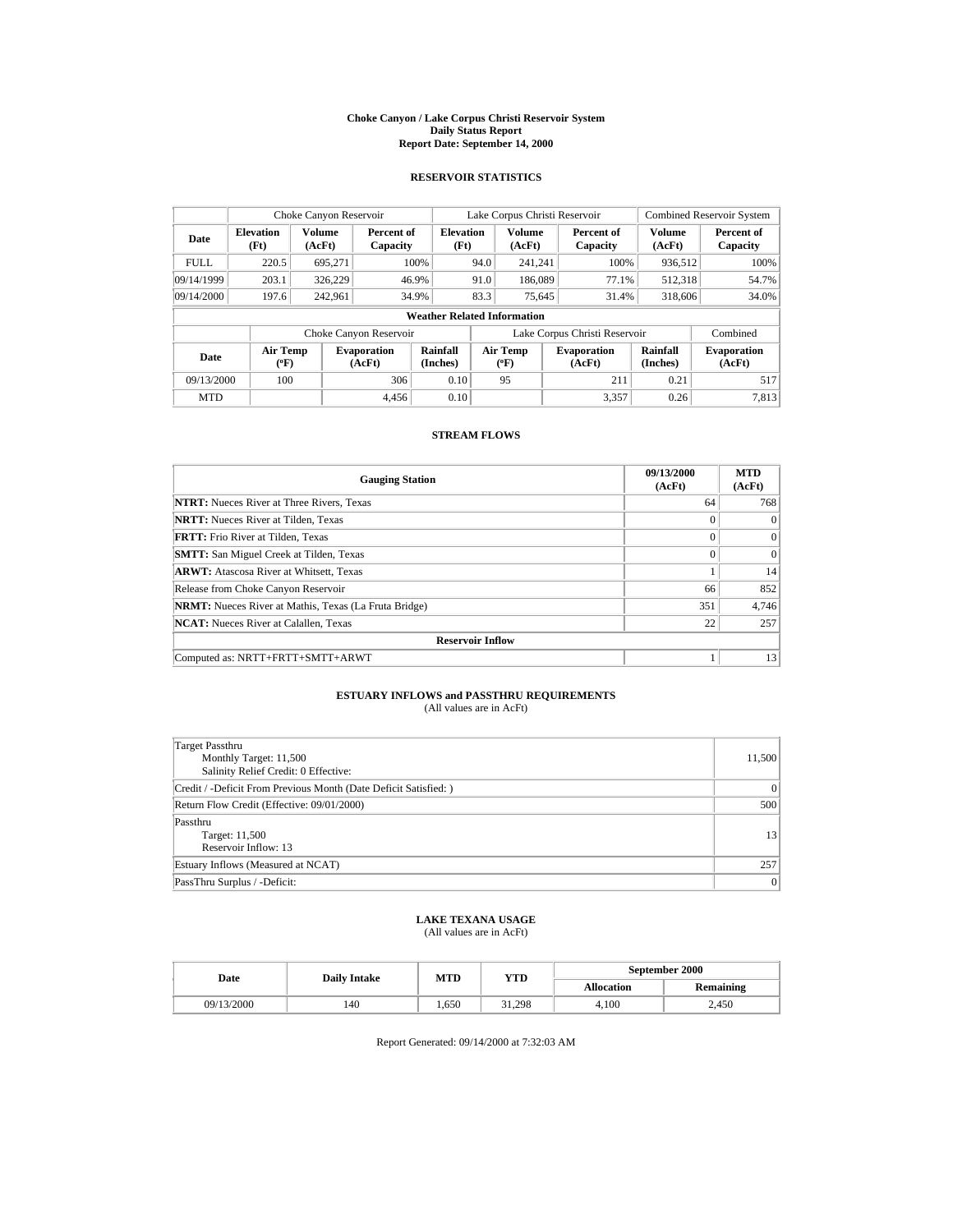# Choke Canyon / Lake Corpus Christi Reservoir System
## Daily Status Report
### Report Date: September 14, 2000

## RESERVOIR STATISTICS

| Date | Choke Canyon Reservoir | | | Lake Corpus Christi Reservoir | | | Combined Reservoir System | |
|---|---|---|---|---|---|---|---|---|
| | Elevation (Ft) | Volume (AcFt) | Percent of Capacity | Elevation (Ft) | Volume (AcFt) | Percent of Capacity | Volume (AcFt) | Percent of Capacity |
| FULL | 220.5 | 695,271 | 100% | 94.0 | 241,241 | 100% | 936,512 | 100% |
| 09/14/1999 | 203.1 | 326,229 | 46.9% | 91.0 | 186,089 | 77.1% | 512,318 | 54.7% |
| 09/14/2000 | 197.6 | 242,961 | 34.9% | 83.3 | 75,645 | 31.4% | 318,606 | 34.0% |

**Weather Related Information**

| Date | Choke Canyon Reservoir | | | Lake Corpus Christi Reservoir | | | Combined |
|---|---|---|---|---|---|---|---|
| | Air Temp (°F) | Evaporation (AcFt) | Rainfall (Inches) | Air Temp (°F) | Evaporation (AcFt) | Rainfall (Inches) | Evaporation (AcFt) |
| 09/13/2000 | 100 | 306 | 0.10 | 95 | 211 | 0.21 | 517 |
| MTD | | 4,456 | 0.10 | | 3,357 | 0.26 | 7,813 |

## STREAM FLOWS

| Gauging Station | 09/13/2000 (AcFt) | MTD (AcFt) |
|---|---|---|
| **NTRT:** Nueces River at Three Rivers, Texas | 64 | 768 |
| **NRTT:** Nueces River at Tilden, Texas | 0 | 0 |
| **FRTT:** Frio River at Tilden, Texas | 0 | 0 |
| **SMTT:** San Miguel Creek at Tilden, Texas | 0 | 0 |
| **ARWT:** Atascosa River at Whitsett, Texas | 1 | 14 |
| Release from Choke Canyon Reservoir | 66 | 852 |
| **NRMT:** Nueces River at Mathis, Texas (La Fruta Bridge) | 351 | 4,746 |
| **NCAT:** Nueces River at Calallen, Texas | 22 | 257 |
| **Reservoir Inflow** | | |
| Computed as: NRTT+FRTT+SMTT+ARWT | 1 | 13 |

## ESTUARY INFLOWS and PASSTHRU REQUIREMENTS

(All values are in AcFt)

| | |
|---|---|
| Target Passthru<br>Monthly Target: 11,500<br>Salinity Relief Credit: 0 Effective: | 11,500 |
| Credit / -Deficit From Previous Month (Date Deficit Satisfied: ) | 0 |
| Return Flow Credit (Effective: 09/01/2000) | 500 |
| Passthru<br>Target: 11,500<br>Reservoir Inflow: 13 | 13 |
| Estuary Inflows (Measured at NCAT) | 257 |
| PassThru Surplus / -Deficit: | 0 |

## LAKE TEXANA USAGE

(All values are in AcFt)

| Date | Daily Intake | MTD | YTD | September 2000 | |
|---|---|---|---|---|---|
| | | | | Allocation | Remaining |
| 09/13/2000 | 140 | 1,650 | 31,298 | 4,100 | 2,450 |

Report Generated: 09/14/2000 at 7:32:03 AM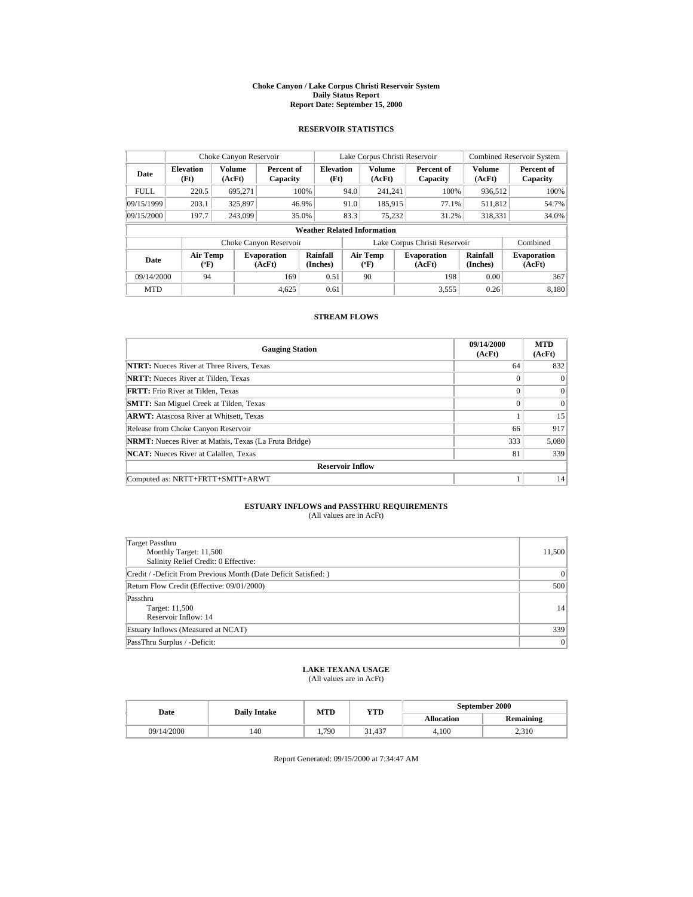# Choke Canyon / Lake Corpus Christi Reservoir System
## Daily Status Report
## Report Date: September 15, 2000

### RESERVOIR STATISTICS

| | Choke Canyon Reservoir | | | Lake Corpus Christi Reservoir | | | Combined Reservoir System | |
|---|---|---|---|---|---|---|---|---|
| Date | Elevation (Ft) | Volume (AcFt) | Percent of Capacity | Elevation (Ft) | Volume (AcFt) | Percent of Capacity | Volume (AcFt) | Percent of Capacity |
| FULL | 220.5 | 695,271 | 100% | 94.0 | 241,241 | 100% | 936,512 | 100% |
| 09/15/1999 | 203.1 | 325,897 | 46.9% | 91.0 | 185,915 | 77.1% | 511,812 | 54.7% |
| 09/15/2000 | 197.7 | 243,099 | 35.0% | 83.3 | 75,232 | 31.2% | 318,331 | 34.0% |

**Weather Related Information**

| | Choke Canyon Reservoir | | | Lake Corpus Christi Reservoir | | | Combined |
|---|---|---|---|---|---|---|---|
| Date | Air Temp (ºF) | Evaporation (AcFt) | Rainfall (Inches) | Air Temp (ºF) | Evaporation (AcFt) | Rainfall (Inches) | Evaporation (AcFt) |
| 09/14/2000 | 94 | 169 | 0.51 | 90 | 198 | 0.00 | 367 |
| MTD | | 4,625 | 0.61 | | 3,555 | 0.26 | 8,180 |

### STREAM FLOWS

| Gauging Station | 09/14/2000 (AcFt) | MTD (AcFt) |
|---|---|---|
| **NTRT:** Nueces River at Three Rivers, Texas | 64 | 832 |
| **NRTT:** Nueces River at Tilden, Texas | 0 | 0 |
| **FRTT:** Frio River at Tilden, Texas | 0 | 0 |
| **SMTT:** San Miguel Creek at Tilden, Texas | 0 | 0 |
| **ARWT:** Atascosa River at Whitsett, Texas | 1 | 15 |
| Release from Choke Canyon Reservoir | 66 | 917 |
| **NRMT:** Nueces River at Mathis, Texas (La Fruta Bridge) | 333 | 5,080 |
| **NCAT:** Nueces River at Calallen, Texas | 81 | 339 |
| **Reservoir Inflow** | | |
| Computed as: NRTT+FRTT+SMTT+ARWT | 1 | 14 |

### ESTUARY INFLOWS and PASSTHRU REQUIREMENTS
(All values are in AcFt)

| | |
|---|---|
| Target Passthru<br>Monthly Target: 11,500<br>Salinity Relief Credit: 0 Effective: | 11,500 |
| Credit / -Deficit From Previous Month (Date Deficit Satisfied: ) | 0 |
| Return Flow Credit (Effective: 09/01/2000) | 500 |
| Passthru<br>Target: 11,500<br>Reservoir Inflow: 14 | 14 |
| Estuary Inflows (Measured at NCAT) | 339 |
| PassThru Surplus / -Deficit: | 0 |

### LAKE TEXANA USAGE
(All values are in AcFt)

| Date | Daily Intake | MTD | YTD | September 2000 | |
|---|---|---|---|---|---|
| | | | | Allocation | Remaining |
| 09/14/2000 | 140 | 1,790 | 31,437 | 4,100 | 2,310 |

Report Generated: 09/15/2000 at 7:34:47 AM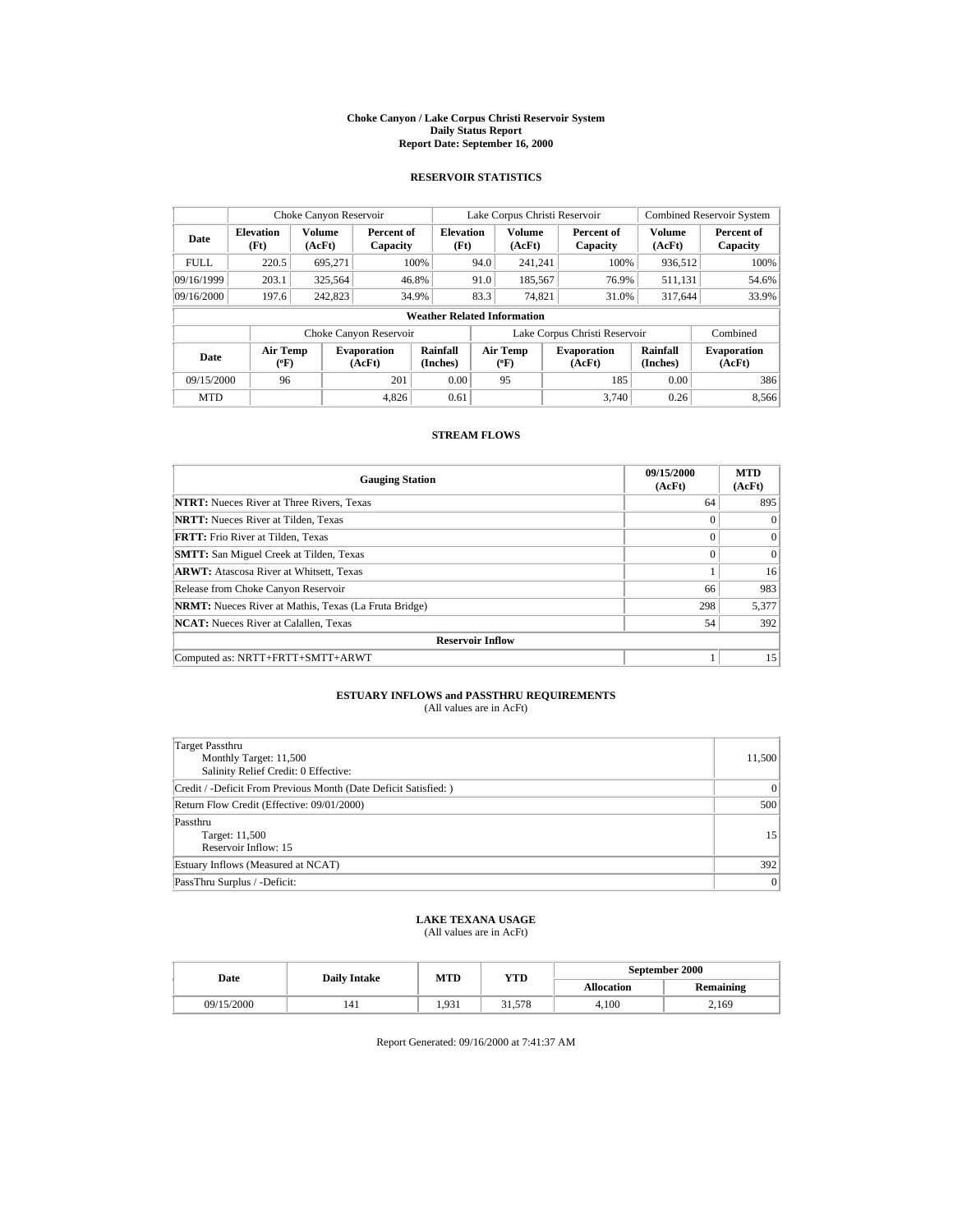# Choke Canyon / Lake Corpus Christi Reservoir System
## Daily Status Report
### Report Date: September 16, 2000

## RESERVOIR STATISTICS

| Date | Choke Canyon Reservoir | | | Lake Corpus Christi Reservoir | | | Combined Reservoir System | |
|---|---|---|---|---|---|---|---|---|
| | Elevation (Ft) | Volume (AcFt) | Percent of Capacity | Elevation (Ft) | Volume (AcFt) | Percent of Capacity | Volume (AcFt) | Percent of Capacity |
| FULL | 220.5 | 695,271 | 100% | 94.0 | 241,241 | 100% | 936,512 | 100% |
| 09/16/1999 | 203.1 | 325,564 | 46.8% | 91.0 | 185,567 | 76.9% | 511,131 | 54.6% |
| 09/16/2000 | 197.6 | 242,823 | 34.9% | 83.3 | 74,821 | 31.0% | 317,644 | 33.9% |

**Weather Related Information**

| Date | Choke Canyon Reservoir | | | Lake Corpus Christi Reservoir | | | Combined |
|---|---|---|---|---|---|---|---|
| | Air Temp (ºF) | Evaporation (AcFt) | Rainfall (Inches) | Air Temp (ºF) | Evaporation (AcFt) | Rainfall (Inches) | Evaporation (AcFt) |
| 09/15/2000 | 96 | 201 | 0.00 | 95 | 185 | 0.00 | 386 |
| MTD | | 4,826 | 0.61 | | 3,740 | 0.26 | 8,566 |

## STREAM FLOWS

| Gauging Station | 09/15/2000 (AcFt) | MTD (AcFt) |
|---|---|---|
| **NTRT:** Nueces River at Three Rivers, Texas | 64 | 895 |
| **NRTT:** Nueces River at Tilden, Texas | 0 | 0 |
| **FRTT:** Frio River at Tilden, Texas | 0 | 0 |
| **SMTT:** San Miguel Creek at Tilden, Texas | 0 | 0 |
| **ARWT:** Atascosa River at Whitsett, Texas | 1 | 16 |
| Release from Choke Canyon Reservoir | 66 | 983 |
| **NRMT:** Nueces River at Mathis, Texas (La Fruta Bridge) | 298 | 5,377 |
| **NCAT:** Nueces River at Calallen, Texas | 54 | 392 |
| **Reservoir Inflow** | | |
| Computed as: NRTT+FRTT+SMTT+ARWT | 1 | 15 |

## ESTUARY INFLOWS and PASSTHRU REQUIREMENTS
(All values are in AcFt)

| | |
|---|---|
| Target Passthru<br>Monthly Target: 11,500<br>Salinity Relief Credit: 0 Effective: | 11,500 |
| Credit / -Deficit From Previous Month (Date Deficit Satisfied: ) | 0 |
| Return Flow Credit (Effective: 09/01/2000) | 500 |
| Passthru<br>Target: 11,500<br>Reservoir Inflow: 15 | 15 |
| Estuary Inflows (Measured at NCAT) | 392 |
| PassThru Surplus / -Deficit: | 0 |

## LAKE TEXANA USAGE
(All values are in AcFt)

| Date | Daily Intake | MTD | YTD | September 2000 | |
|---|---|---|---|---|---|
| | | | | Allocation | Remaining |
| 09/15/2000 | 141 | 1,931 | 31,578 | 4,100 | 2,169 |

Report Generated: 09/16/2000 at 7:41:37 AM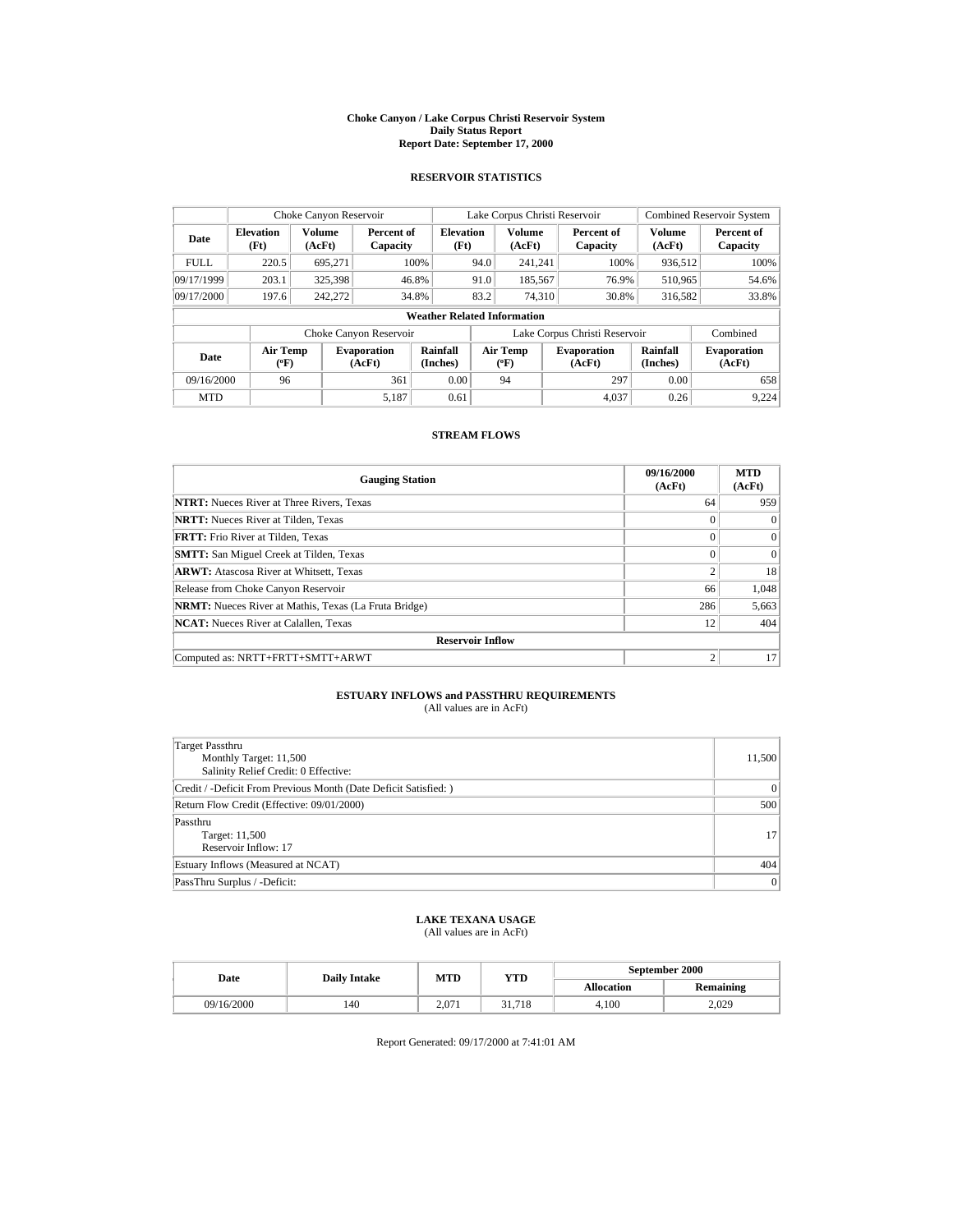# Choke Canyon / Lake Corpus Christi Reservoir System
## Daily Status Report
## Report Date: September 17, 2000

### RESERVOIR STATISTICS

| | Choke Canyon Reservoir | | | Lake Corpus Christi Reservoir | | | Combined Reservoir System | |
|---|---|---|---|---|---|---|---|---|
| Date | Elevation (Ft) | Volume (AcFt) | Percent of Capacity | Elevation (Ft) | Volume (AcFt) | Percent of Capacity | Volume (AcFt) | Percent of Capacity |
| FULL | 220.5 | 695,271 | 100% | 94.0 | 241,241 | 100% | 936,512 | 100% |
| 09/17/1999 | 203.1 | 325,398 | 46.8% | 91.0 | 185,567 | 76.9% | 510,965 | 54.6% |
| 09/17/2000 | 197.6 | 242,272 | 34.8% | 83.2 | 74,310 | 30.8% | 316,582 | 33.8% |

**Weather Related Information**

| | Choke Canyon Reservoir | | | Lake Corpus Christi Reservoir | | | Combined |
|---|---|---|---|---|---|---|---|
| Date | Air Temp (ºF) | Evaporation (AcFt) | Rainfall (Inches) | Air Temp (ºF) | Evaporation (AcFt) | Rainfall (Inches) | Evaporation (AcFt) |
| 09/16/2000 | 96 | 361 | 0.00 | 94 | 297 | 0.00 | 658 |
| MTD | | 5,187 | 0.61 | | 4,037 | 0.26 | 9,224 |

### STREAM FLOWS

| Gauging Station | 09/16/2000 (AcFt) | MTD (AcFt) |
|---|---|---|
| **NTRT:** Nueces River at Three Rivers, Texas | 64 | 959 |
| **NRTT:** Nueces River at Tilden, Texas | 0 | 0 |
| **FRTT:** Frio River at Tilden, Texas | 0 | 0 |
| **SMTT:** San Miguel Creek at Tilden, Texas | 0 | 0 |
| **ARWT:** Atascosa River at Whitsett, Texas | 2 | 18 |
| Release from Choke Canyon Reservoir | 66 | 1,048 |
| **NRMT:** Nueces River at Mathis, Texas (La Fruta Bridge) | 286 | 5,663 |
| **NCAT:** Nueces River at Calallen, Texas | 12 | 404 |
| **Reservoir Inflow** | | |
| Computed as: NRTT+FRTT+SMTT+ARWT | 2 | 17 |

### ESTUARY INFLOWS and PASSTHRU REQUIREMENTS
(All values are in AcFt)

| | |
|---|---|
| Target Passthru<br>Monthly Target: 11,500<br>Salinity Relief Credit: 0 Effective: | 11,500 |
| Credit / -Deficit From Previous Month (Date Deficit Satisfied: ) | 0 |
| Return Flow Credit (Effective: 09/01/2000) | 500 |
| Passthru<br>Target: 11,500<br>Reservoir Inflow: 17 | 17 |
| Estuary Inflows (Measured at NCAT) | 404 |
| PassThru Surplus / -Deficit: | 0 |

### LAKE TEXANA USAGE
(All values are in AcFt)

| Date | Daily Intake | MTD | YTD | September 2000 | |
|---|---|---|---|---|---|
| | | | | Allocation | Remaining |
| 09/16/2000 | 140 | 2,071 | 31,718 | 4,100 | 2,029 |

Report Generated: 09/17/2000 at 7:41:01 AM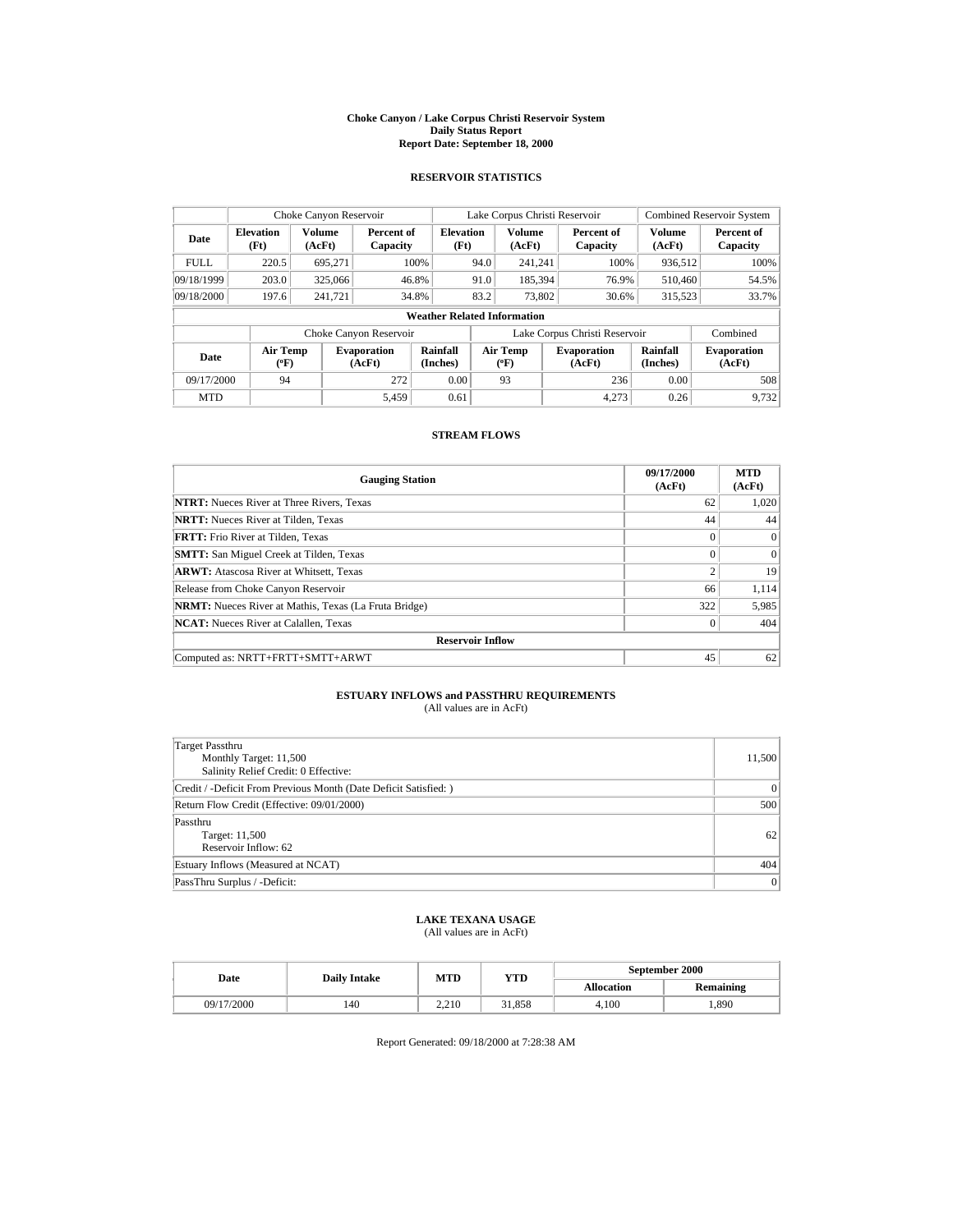# Choke Canyon / Lake Corpus Christi Reservoir System
## Daily Status Report
### Report Date: September 18, 2000

## RESERVOIR STATISTICS

| | Choke Canyon Reservoir | | | Lake Corpus Christi Reservoir | | | Combined Reservoir System | |
|---|---|---|---|---|---|---|---|---|
| Date | Elevation (Ft) | Volume (AcFt) | Percent of Capacity | Elevation (Ft) | Volume (AcFt) | Percent of Capacity | Volume (AcFt) | Percent of Capacity |
| FULL | 220.5 | 695,271 | 100% | 94.0 | 241,241 | 100% | 936,512 | 100% |
| 09/18/1999 | 203.0 | 325,066 | 46.8% | 91.0 | 185,394 | 76.9% | 510,460 | 54.5% |
| 09/18/2000 | 197.6 | 241,721 | 34.8% | 83.2 | 73,802 | 30.6% | 315,523 | 33.7% |

**Weather Related Information**

| | Choke Canyon Reservoir | | | Lake Corpus Christi Reservoir | | | Combined |
|---|---|---|---|---|---|---|---|
| Date | Air Temp (ºF) | Evaporation (AcFt) | Rainfall (Inches) | Air Temp (ºF) | Evaporation (AcFt) | Rainfall (Inches) | Evaporation (AcFt) |
| 09/17/2000 | 94 | 272 | 0.00 | 93 | 236 | 0.00 | 508 |
| MTD | | 5,459 | 0.61 | | 4,273 | 0.26 | 9,732 |

## STREAM FLOWS

| Gauging Station | 09/17/2000 (AcFt) | MTD (AcFt) |
|---|---|---|
| **NTRT:** Nueces River at Three Rivers, Texas | 62 | 1,020 |
| **NRTT:** Nueces River at Tilden, Texas | 44 | 44 |
| **FRTT:** Frio River at Tilden, Texas | 0 | 0 |
| **SMTT:** San Miguel Creek at Tilden, Texas | 0 | 0 |
| **ARWT:** Atascosa River at Whitsett, Texas | 2 | 19 |
| Release from Choke Canyon Reservoir | 66 | 1,114 |
| **NRMT:** Nueces River at Mathis, Texas (La Fruta Bridge) | 322 | 5,985 |
| **NCAT:** Nueces River at Calallen, Texas | 0 | 404 |
| **Reservoir Inflow** | | |
| Computed as: NRTT+FRTT+SMTT+ARWT | 45 | 62 |

## ESTUARY INFLOWS and PASSTHRU REQUIREMENTS
(All values are in AcFt)

| | |
|---|---|
| Target Passthru<br>Monthly Target: 11,500<br>Salinity Relief Credit: 0 Effective: | 11,500 |
| Credit / -Deficit From Previous Month (Date Deficit Satisfied: ) | 0 |
| Return Flow Credit (Effective: 09/01/2000) | 500 |
| Passthru<br>Target: 11,500<br>Reservoir Inflow: 62 | 62 |
| Estuary Inflows (Measured at NCAT) | 404 |
| PassThru Surplus / -Deficit: | 0 |

## LAKE TEXANA USAGE
(All values are in AcFt)

| Date | Daily Intake | MTD | YTD | September 2000 | |
|---|---|---|---|---|---|
| | | | | Allocation | Remaining |
| 09/17/2000 | 140 | 2,210 | 31,858 | 4,100 | 1,890 |

Report Generated: 09/18/2000 at 7:28:38 AM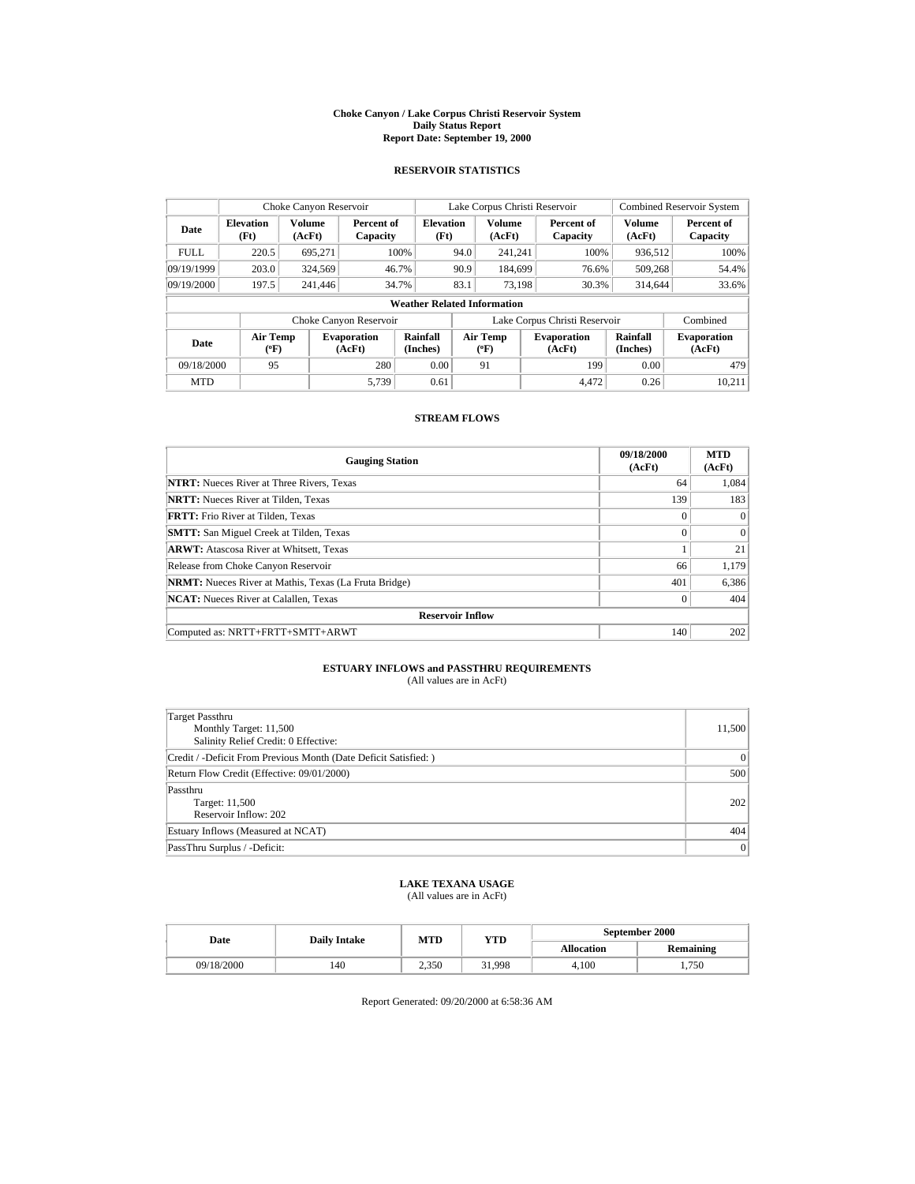**Choke Canyon / Lake Corpus Christi Reservoir System**
**Daily Status Report**
**Report Date: September 19, 2000**

## RESERVOIR STATISTICS

| | Choke Canyon Reservoir | | | Lake Corpus Christi Reservoir | | | Combined Reservoir System | |
|---|---|---|---|---|---|---|---|---|
| Date | Elevation (Ft) | Volume (AcFt) | Percent of Capacity | Elevation (Ft) | Volume (AcFt) | Percent of Capacity | Volume (AcFt) | Percent of Capacity |
| FULL | 220.5 | 695,271 | 100% | 94.0 | 241,241 | 100% | 936,512 | 100% |
| 09/19/1999 | 203.0 | 324,569 | 46.7% | 90.9 | 184,699 | 76.6% | 509,268 | 54.4% |
| 09/19/2000 | 197.5 | 241,446 | 34.7% | 83.1 | 73,198 | 30.3% | 314,644 | 33.6% |

**Weather Related Information**

| | Choke Canyon Reservoir | | | Lake Corpus Christi Reservoir | | | Combined |
|---|---|---|---|---|---|---|---|
| Date | Air Temp (ºF) | Evaporation (AcFt) | Rainfall (Inches) | Air Temp (ºF) | Evaporation (AcFt) | Rainfall (Inches) | Evaporation (AcFt) |
| 09/18/2000 | 95 | 280 | 0.00 | 91 | 199 | 0.00 | 479 |
| MTD | | 5,739 | 0.61 | | 4,472 | 0.26 | 10,211 |

## STREAM FLOWS

| Gauging Station | 09/18/2000 (AcFt) | MTD (AcFt) |
|---|---|---|
| **NTRT:** Nueces River at Three Rivers, Texas | 64 | 1,084 |
| **NRTT:** Nueces River at Tilden, Texas | 139 | 183 |
| **FRTT:** Frio River at Tilden, Texas | 0 | 0 |
| **SMTT:** San Miguel Creek at Tilden, Texas | 0 | 0 |
| **ARWT:** Atascosa River at Whitsett, Texas | 1 | 21 |
| Release from Choke Canyon Reservoir | 66 | 1,179 |
| **NRMT:** Nueces River at Mathis, Texas (La Fruta Bridge) | 401 | 6,386 |
| **NCAT:** Nueces River at Calallen, Texas | 0 | 404 |
| **Reservoir Inflow** | | |
| Computed as: NRTT+FRTT+SMTT+ARWT | 140 | 202 |

## ESTUARY INFLOWS and PASSTHRU REQUIREMENTS

(All values are in AcFt)

| | |
|---|---|
| Target Passthru<br>Monthly Target: 11,500<br>Salinity Relief Credit: 0 Effective: | 11,500 |
| Credit / -Deficit From Previous Month (Date Deficit Satisfied: ) | 0 |
| Return Flow Credit (Effective: 09/01/2000) | 500 |
| Passthru<br>Target: 11,500<br>Reservoir Inflow: 202 | 202 |
| Estuary Inflows (Measured at NCAT) | 404 |
| PassThru Surplus / -Deficit: | 0 |

## LAKE TEXANA USAGE

(All values are in AcFt)

| Date | Daily Intake | MTD | YTD | September 2000 | |
|---|---|---|---|---|---|
| | | | | Allocation | Remaining |
| 09/18/2000 | 140 | 2,350 | 31,998 | 4,100 | 1,750 |

Report Generated: 09/20/2000 at 6:58:36 AM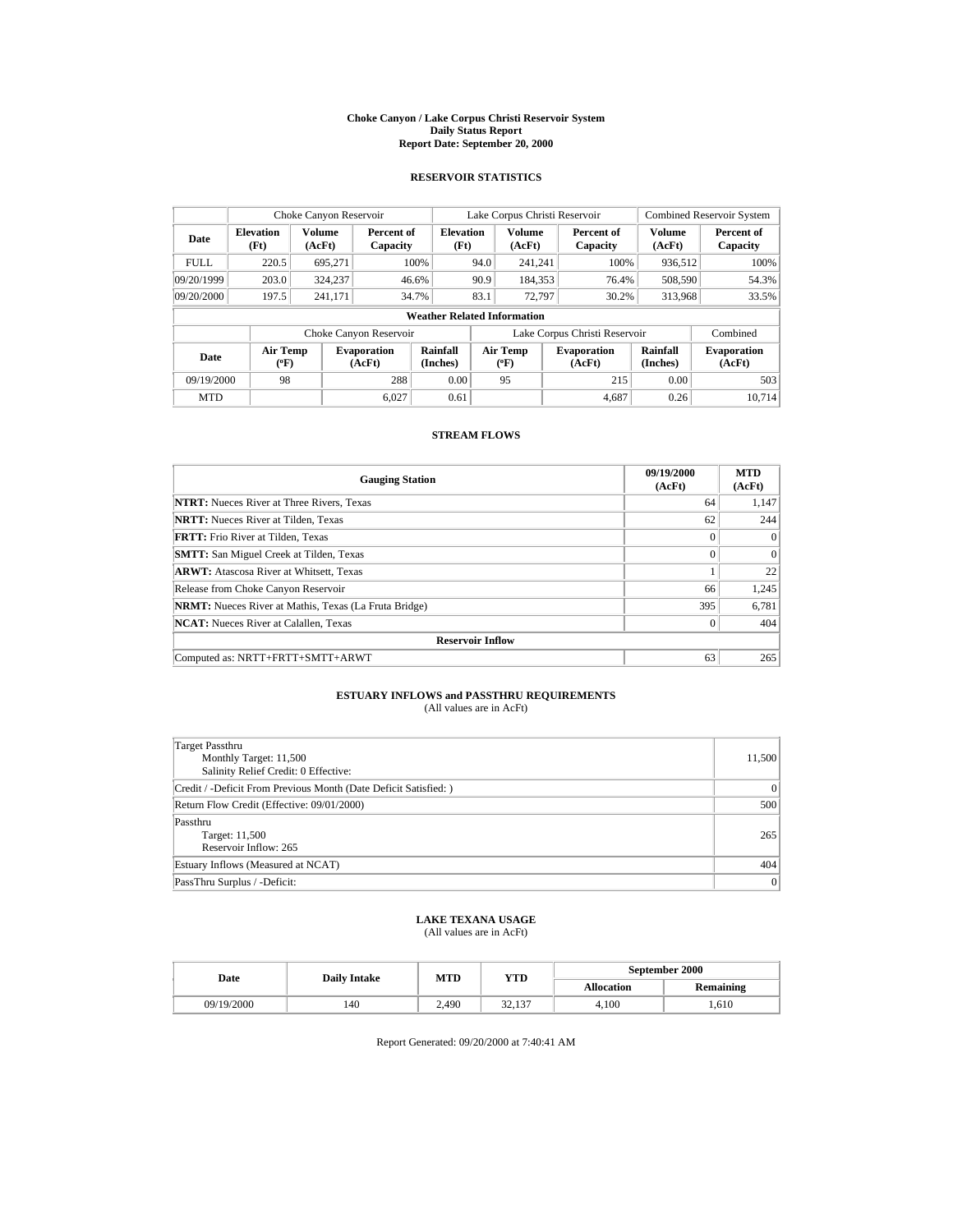# Choke Canyon / Lake Corpus Christi Reservoir System
## Daily Status Report
## Report Date: September 20, 2000

### RESERVOIR STATISTICS

| | Choke Canyon Reservoir | | | Lake Corpus Christi Reservoir | | | Combined Reservoir System | |
|---|---|---|---|---|---|---|---|---|
| Date | Elevation (Ft) | Volume (AcFt) | Percent of Capacity | Elevation (Ft) | Volume (AcFt) | Percent of Capacity | Volume (AcFt) | Percent of Capacity |
| FULL | 220.5 | 695,271 | 100% | 94.0 | 241,241 | 100% | 936,512 | 100% |
| 09/20/1999 | 203.0 | 324,237 | 46.6% | 90.9 | 184,353 | 76.4% | 508,590 | 54.3% |
| 09/20/2000 | 197.5 | 241,171 | 34.7% | 83.1 | 72,797 | 30.2% | 313,968 | 33.5% |

**Weather Related Information**

| | Choke Canyon Reservoir | | | Lake Corpus Christi Reservoir | | | Combined |
|---|---|---|---|---|---|---|---|
| Date | Air Temp (ºF) | Evaporation (AcFt) | Rainfall (Inches) | Air Temp (ºF) | Evaporation (AcFt) | Rainfall (Inches) | Evaporation (AcFt) |
| 09/19/2000 | 98 | 288 | 0.00 | 95 | 215 | 0.00 | 503 |
| MTD | | 6,027 | 0.61 | | 4,687 | 0.26 | 10,714 |

### STREAM FLOWS

| Gauging Station | 09/19/2000 (AcFt) | MTD (AcFt) |
|---|---|---|
| **NTRT:** Nueces River at Three Rivers, Texas | 64 | 1,147 |
| **NRTT:** Nueces River at Tilden, Texas | 62 | 244 |
| **FRTT:** Frio River at Tilden, Texas | 0 | 0 |
| **SMTT:** San Miguel Creek at Tilden, Texas | 0 | 0 |
| **ARWT:** Atascosa River at Whitsett, Texas | 1 | 22 |
| Release from Choke Canyon Reservoir | 66 | 1,245 |
| **NRMT:** Nueces River at Mathis, Texas (La Fruta Bridge) | 395 | 6,781 |
| **NCAT:** Nueces River at Calallen, Texas | 0 | 404 |
| **Reservoir Inflow** | | |
| Computed as: NRTT+FRTT+SMTT+ARWT | 63 | 265 |

### ESTUARY INFLOWS and PASSTHRU REQUIREMENTS
(All values are in AcFt)

| | |
|---|---|
| Target Passthru<br>Monthly Target: 11,500<br>Salinity Relief Credit: 0 Effective: | 11,500 |
| Credit / -Deficit From Previous Month (Date Deficit Satisfied: ) | 0 |
| Return Flow Credit (Effective: 09/01/2000) | 500 |
| Passthru<br>Target: 11,500<br>Reservoir Inflow: 265 | 265 |
| Estuary Inflows (Measured at NCAT) | 404 |
| PassThru Surplus / -Deficit: | 0 |

### LAKE TEXANA USAGE
(All values are in AcFt)

| Date | Daily Intake | MTD | YTD | September 2000 | |
|---|---|---|---|---|---|
| | | | | Allocation | Remaining |
| 09/19/2000 | 140 | 2,490 | 32,137 | 4,100 | 1,610 |

Report Generated: 09/20/2000 at 7:40:41 AM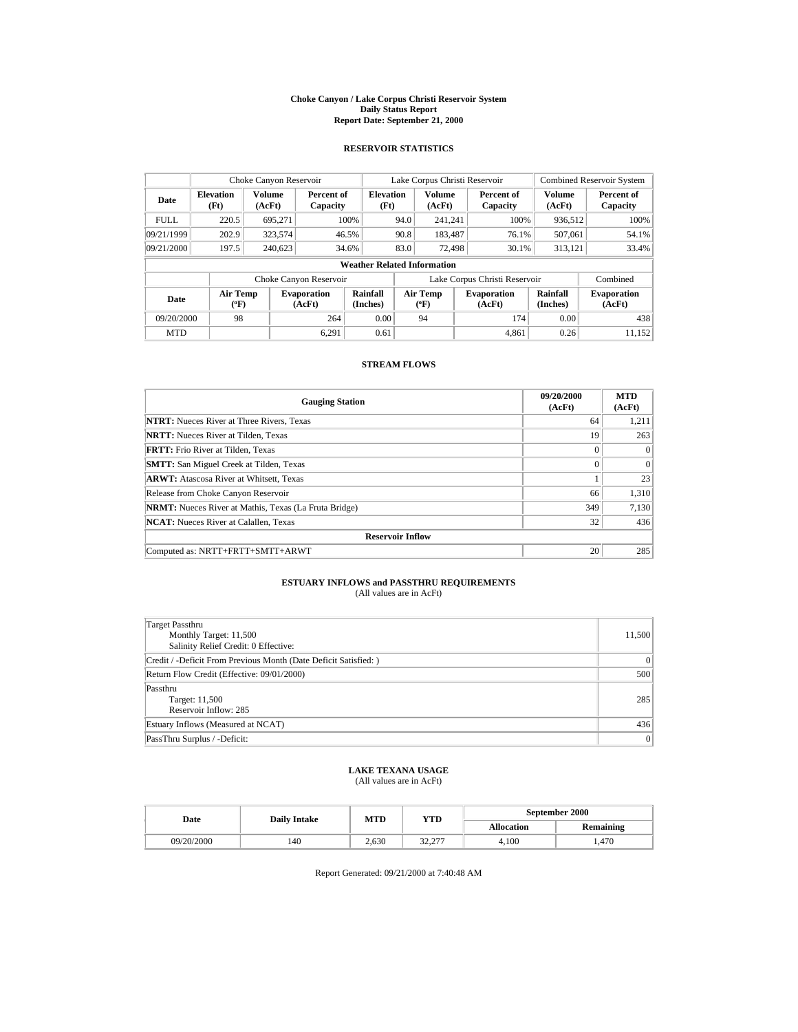# Choke Canyon / Lake Corpus Christi Reservoir System
## Daily Status Report
## Report Date: September 21, 2000

### RESERVOIR STATISTICS

| | Choke Canyon Reservoir | | | Lake Corpus Christi Reservoir | | | Combined Reservoir System | |
|---|---|---|---|---|---|---|---|---|
| Date | Elevation (Ft) | Volume (AcFt) | Percent of Capacity | Elevation (Ft) | Volume (AcFt) | Percent of Capacity | Volume (AcFt) | Percent of Capacity |
| FULL | 220.5 | 695,271 | 100% | 94.0 | 241,241 | 100% | 936,512 | 100% |
| 09/21/1999 | 202.9 | 323,574 | 46.5% | 90.8 | 183,487 | 76.1% | 507,061 | 54.1% |
| 09/21/2000 | 197.5 | 240,623 | 34.6% | 83.0 | 72,498 | 30.1% | 313,121 | 33.4% |

**Weather Related Information**

| | Choke Canyon Reservoir | | | Lake Corpus Christi Reservoir | | | Combined |
|---|---|---|---|---|---|---|---|
| Date | Air Temp (ºF) | Evaporation (AcFt) | Rainfall (Inches) | Air Temp (ºF) | Evaporation (AcFt) | Rainfall (Inches) | Evaporation (AcFt) |
| 09/20/2000 | 98 | 264 | 0.00 | 94 | 174 | 0.00 | 438 |
| MTD | | 6,291 | 0.61 | | 4,861 | 0.26 | 11,152 |

### STREAM FLOWS

| Gauging Station | 09/20/2000 (AcFt) | MTD (AcFt) |
|---|---|---|
| **NTRT:** Nueces River at Three Rivers, Texas | 64 | 1,211 |
| **NRTT:** Nueces River at Tilden, Texas | 19 | 263 |
| **FRTT:** Frio River at Tilden, Texas | 0 | 0 |
| **SMTT:** San Miguel Creek at Tilden, Texas | 0 | 0 |
| **ARWT:** Atascosa River at Whitsett, Texas | 1 | 23 |
| Release from Choke Canyon Reservoir | 66 | 1,310 |
| **NRMT:** Nueces River at Mathis, Texas (La Fruta Bridge) | 349 | 7,130 |
| **NCAT:** Nueces River at Calallen, Texas | 32 | 436 |
| **Reservoir Inflow** | | |
| Computed as: NRTT+FRTT+SMTT+ARWT | 20 | 285 |

### ESTUARY INFLOWS and PASSTHRU REQUIREMENTS
(All values are in AcFt)

| | |
|---|---|
| Target Passthru<br>Monthly Target: 11,500<br>Salinity Relief Credit: 0 Effective: | 11,500 |
| Credit / -Deficit From Previous Month (Date Deficit Satisfied: ) | 0 |
| Return Flow Credit (Effective: 09/01/2000) | 500 |
| Passthru<br>Target: 11,500<br>Reservoir Inflow: 285 | 285 |
| Estuary Inflows (Measured at NCAT) | 436 |
| PassThru Surplus / -Deficit: | 0 |

### LAKE TEXANA USAGE
(All values are in AcFt)

| Date | Daily Intake | MTD | YTD | September 2000 | |
|---|---|---|---|---|---|
| | | | | Allocation | Remaining |
| 09/20/2000 | 140 | 2,630 | 32,277 | 4,100 | 1,470 |

Report Generated: 09/21/2000 at 7:40:48 AM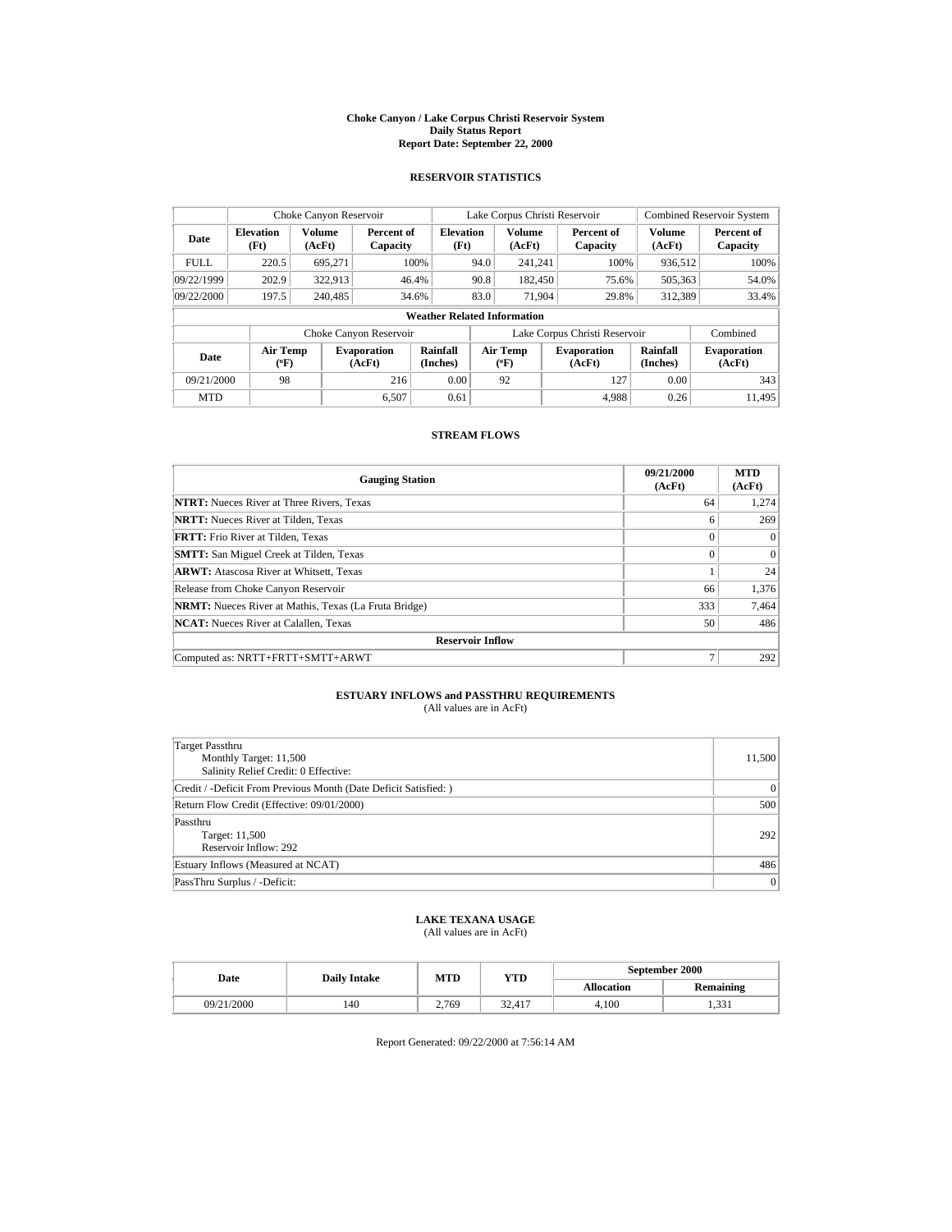# Choke Canyon / Lake Corpus Christi Reservoir System
## Daily Status Report
## Report Date: September 22, 2000

### RESERVOIR STATISTICS

| | Choke Canyon Reservoir | | | Lake Corpus Christi Reservoir | | | Combined Reservoir System | |
|---|---|---|---|---|---|---|---|---|
| Date | Elevation (Ft) | Volume (AcFt) | Percent of Capacity | Elevation (Ft) | Volume (AcFt) | Percent of Capacity | Volume (AcFt) | Percent of Capacity |
| FULL | 220.5 | 695,271 | 100% | 94.0 | 241,241 | 100% | 936,512 | 100% |
| 09/22/1999 | 202.9 | 322,913 | 46.4% | 90.8 | 182,450 | 75.6% | 505,363 | 54.0% |
| 09/22/2000 | 197.5 | 240,485 | 34.6% | 83.0 | 71,904 | 29.8% | 312,389 | 33.4% |

**Weather Related Information**

| | Choke Canyon Reservoir | | | Lake Corpus Christi Reservoir | | | Combined |
|---|---|---|---|---|---|---|---|
| Date | Air Temp (ºF) | Evaporation (AcFt) | Rainfall (Inches) | Air Temp (ºF) | Evaporation (AcFt) | Rainfall (Inches) | Evaporation (AcFt) |
| 09/21/2000 | 98 | 216 | 0.00 | 92 | 127 | 0.00 | 343 |
| MTD | | 6,507 | 0.61 | | 4,988 | 0.26 | 11,495 |

### STREAM FLOWS

| Gauging Station | 09/21/2000 (AcFt) | MTD (AcFt) |
|---|---|---|
| **NTRT:** Nueces River at Three Rivers, Texas | 64 | 1,274 |
| **NRTT:** Nueces River at Tilden, Texas | 6 | 269 |
| **FRTT:** Frio River at Tilden, Texas | 0 | 0 |
| **SMTT:** San Miguel Creek at Tilden, Texas | 0 | 0 |
| **ARWT:** Atascosa River at Whitsett, Texas | 1 | 24 |
| Release from Choke Canyon Reservoir | 66 | 1,376 |
| **NRMT:** Nueces River at Mathis, Texas (La Fruta Bridge) | 333 | 7,464 |
| **NCAT:** Nueces River at Calallen, Texas | 50 | 486 |
| **Reservoir Inflow** | | |
| Computed as: NRTT+FRTT+SMTT+ARWT | 7 | 292 |

### ESTUARY INFLOWS and PASSTHRU REQUIREMENTS
(All values are in AcFt)

| | |
|---|---|
| Target Passthru<br>Monthly Target: 11,500<br>Salinity Relief Credit: 0 Effective: | 11,500 |
| Credit / -Deficit From Previous Month (Date Deficit Satisfied: ) | 0 |
| Return Flow Credit (Effective: 09/01/2000) | 500 |
| Passthru<br>Target: 11,500<br>Reservoir Inflow: 292 | 292 |
| Estuary Inflows (Measured at NCAT) | 486 |
| PassThru Surplus / -Deficit: | 0 |

### LAKE TEXANA USAGE
(All values are in AcFt)

| Date | Daily Intake | MTD | YTD | September 2000 | |
|---|---|---|---|---|---|
| | | | | Allocation | Remaining |
| 09/21/2000 | 140 | 2,769 | 32,417 | 4,100 | 1,331 |

Report Generated: 09/22/2000 at 7:56:14 AM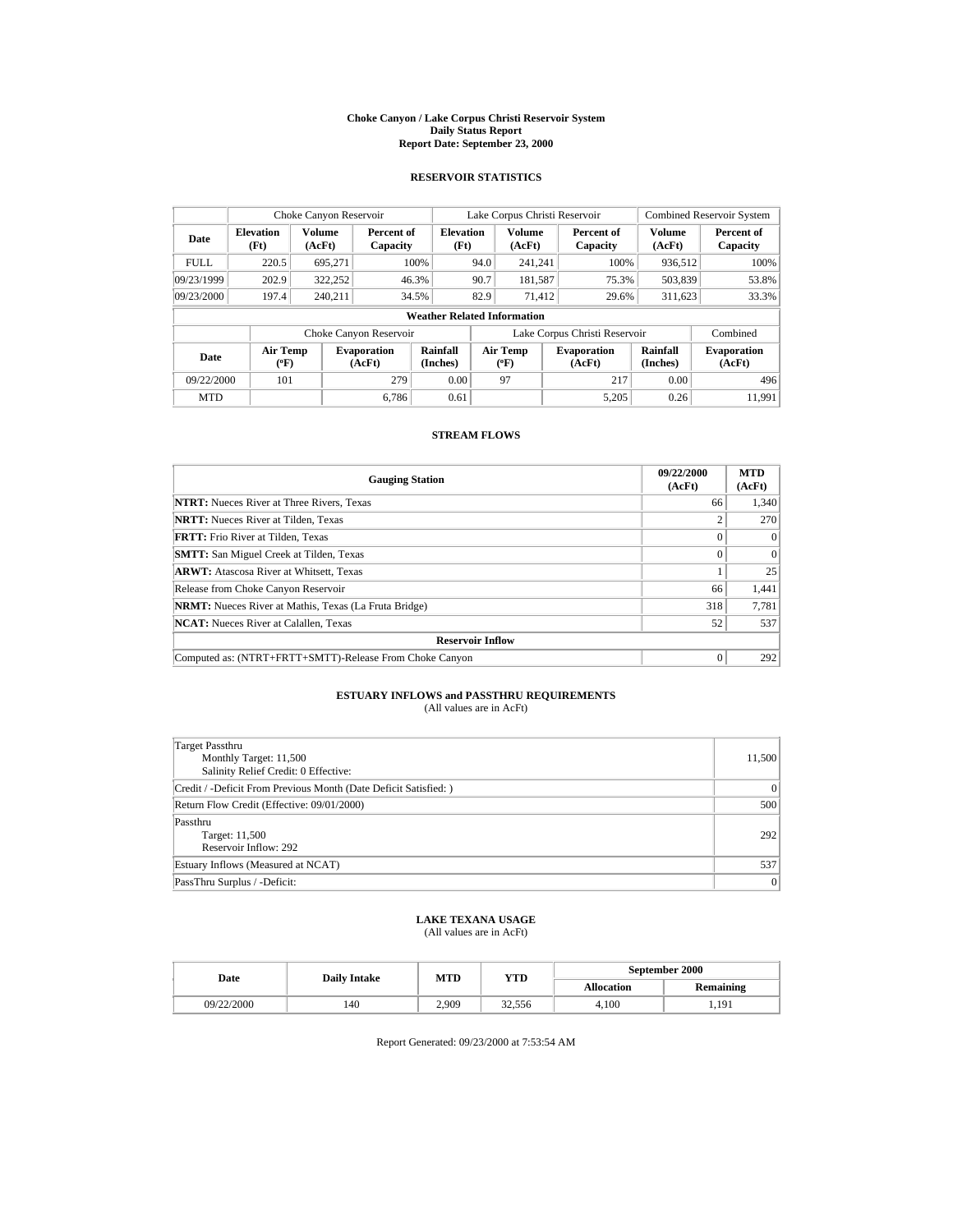# Choke Canyon / Lake Corpus Christi Reservoir System
## Daily Status Report
## Report Date: September 23, 2000

### RESERVOIR STATISTICS

| | Choke Canyon Reservoir | | | Lake Corpus Christi Reservoir | | | Combined Reservoir System | |
|---|---|---|---|---|---|---|---|---|
| **Date** | **Elevation (Ft)** | **Volume (AcFt)** | **Percent of Capacity** | **Elevation (Ft)** | **Volume (AcFt)** | **Percent of Capacity** | **Volume (AcFt)** | **Percent of Capacity** |
| FULL | 220.5 | 695,271 | 100% | 94.0 | 241,241 | 100% | 936,512 | 100% |
| 09/23/1999 | 202.9 | 322,252 | 46.3% | 90.7 | 181,587 | 75.3% | 503,839 | 53.8% |
| 09/23/2000 | 197.4 | 240,211 | 34.5% | 82.9 | 71,412 | 29.6% | 311,623 | 33.3% |

**Weather Related Information**

| | Choke Canyon Reservoir | | | Lake Corpus Christi Reservoir | | | Combined |
|---|---|---|---|---|---|---|---|
| **Date** | **Air Temp (ºF)** | **Evaporation (AcFt)** | **Rainfall (Inches)** | **Air Temp (ºF)** | **Evaporation (AcFt)** | **Rainfall (Inches)** | **Evaporation (AcFt)** |
| 09/22/2000 | 101 | 279 | 0.00 | 97 | 217 | 0.00 | 496 |
| MTD | | 6,786 | 0.61 | | 5,205 | 0.26 | 11,991 |

### STREAM FLOWS

| Gauging Station | 09/22/2000 (AcFt) | MTD (AcFt) |
|---|---|---|
| **NTRT:** Nueces River at Three Rivers, Texas | 66 | 1,340 |
| **NRTT:** Nueces River at Tilden, Texas | 2 | 270 |
| **FRTT:** Frio River at Tilden, Texas | 0 | 0 |
| **SMTT:** San Miguel Creek at Tilden, Texas | 0 | 0 |
| **ARWT:** Atascosa River at Whitsett, Texas | 1 | 25 |
| Release from Choke Canyon Reservoir | 66 | 1,441 |
| **NRMT:** Nueces River at Mathis, Texas (La Fruta Bridge) | 318 | 7,781 |
| **NCAT:** Nueces River at Calallen, Texas | 52 | 537 |
| **Reservoir Inflow** | | |
| Computed as: (NTRT+FRTT+SMTT)-Release From Choke Canyon | 0 | 292 |

### ESTUARY INFLOWS and PASSTHRU REQUIREMENTS
(All values are in AcFt)

| | |
|---|---|
| Target Passthru<br>Monthly Target: 11,500<br>Salinity Relief Credit: 0 Effective: | 11,500 |
| Credit / -Deficit From Previous Month (Date Deficit Satisfied: ) | 0 |
| Return Flow Credit (Effective: 09/01/2000) | 500 |
| Passthru<br>Target: 11,500<br>Reservoir Inflow: 292 | 292 |
| Estuary Inflows (Measured at NCAT) | 537 |
| PassThru Surplus / -Deficit: | 0 |

### LAKE TEXANA USAGE
(All values are in AcFt)

| Date | Daily Intake | MTD | YTD | September 2000 | |
|---|---|---|---|---|---|
| | | | | **Allocation** | **Remaining** |
| 09/22/2000 | 140 | 2,909 | 32,556 | 4,100 | 1,191 |

Report Generated: 09/23/2000 at 7:53:54 AM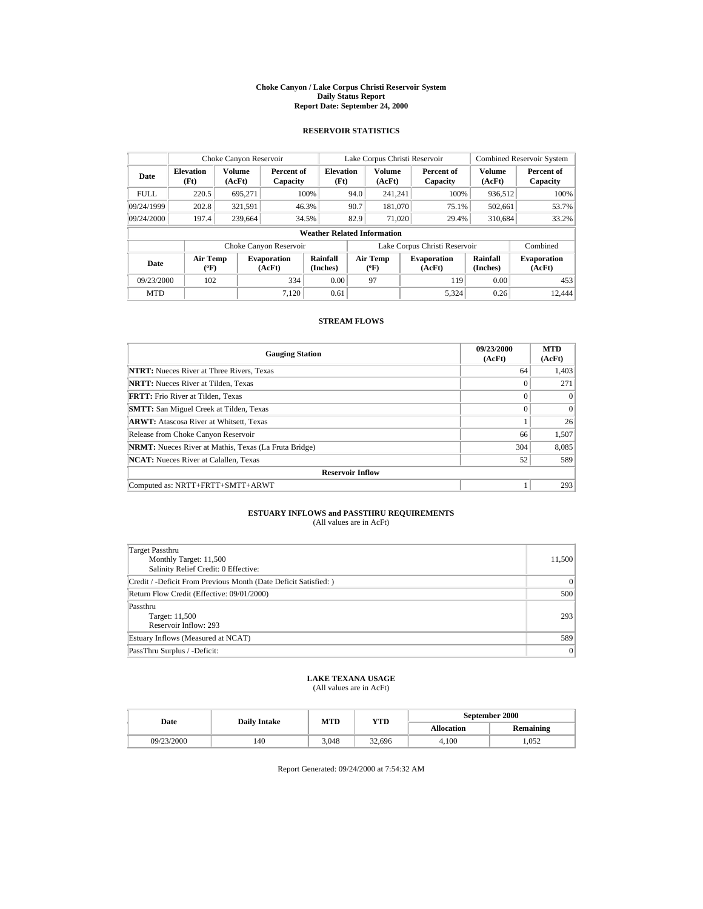# Choke Canyon / Lake Corpus Christi Reservoir System
## Daily Status Report
## Report Date: September 24, 2000

### RESERVOIR STATISTICS

| Date | Choke Canyon Reservoir | | | Lake Corpus Christi Reservoir | | | Combined Reservoir System | |
|---|---|---|---|---|---|---|---|---|
| | Elevation (Ft) | Volume (AcFt) | Percent of Capacity | Elevation (Ft) | Volume (AcFt) | Percent of Capacity | Volume (AcFt) | Percent of Capacity |
| FULL | 220.5 | 695,271 | 100% | 94.0 | 241,241 | 100% | 936,512 | 100% |
| 09/24/1999 | 202.8 | 321,591 | 46.3% | 90.7 | 181,070 | 75.1% | 502,661 | 53.7% |
| 09/24/2000 | 197.4 | 239,664 | 34.5% | 82.9 | 71,020 | 29.4% | 310,684 | 33.2% |

**Weather Related Information**

| Date | Choke Canyon Reservoir | | | Lake Corpus Christi Reservoir | | | Combined |
|---|---|---|---|---|---|---|---|
| | Air Temp (ºF) | Evaporation (AcFt) | Rainfall (Inches) | Air Temp (ºF) | Evaporation (AcFt) | Rainfall (Inches) | Evaporation (AcFt) |
| 09/23/2000 | 102 | 334 | 0.00 | 97 | 119 | 0.00 | 453 |
| MTD | | 7,120 | 0.61 | | 5,324 | 0.26 | 12,444 |

### STREAM FLOWS

| Gauging Station | 09/23/2000 (AcFt) | MTD (AcFt) |
|---|---|---|
| **NTRT:** Nueces River at Three Rivers, Texas | 64 | 1,403 |
| **NRTT:** Nueces River at Tilden, Texas | 0 | 271 |
| **FRTT:** Frio River at Tilden, Texas | 0 | 0 |
| **SMTT:** San Miguel Creek at Tilden, Texas | 0 | 0 |
| **ARWT:** Atascosa River at Whitsett, Texas | 1 | 26 |
| Release from Choke Canyon Reservoir | 66 | 1,507 |
| **NRMT:** Nueces River at Mathis, Texas (La Fruta Bridge) | 304 | 8,085 |
| **NCAT:** Nueces River at Calallen, Texas | 52 | 589 |
| **Reservoir Inflow** | | |
| Computed as: NRTT+FRTT+SMTT+ARWT | 1 | 293 |

### ESTUARY INFLOWS and PASSTHRU REQUIREMENTS
(All values are in AcFt)

| | |
|---|---|
| Target Passthru<br>Monthly Target: 11,500<br>Salinity Relief Credit: 0 Effective: | 11,500 |
| Credit / -Deficit From Previous Month (Date Deficit Satisfied: ) | 0 |
| Return Flow Credit (Effective: 09/01/2000) | 500 |
| Passthru<br>Target: 11,500<br>Reservoir Inflow: 293 | 293 |
| Estuary Inflows (Measured at NCAT) | 589 |
| PassThru Surplus / -Deficit: | 0 |

### LAKE TEXANA USAGE
(All values are in AcFt)

| Date | Daily Intake | MTD | YTD | September 2000 | |
|---|---|---|---|---|---|
| | | | | Allocation | Remaining |
| 09/23/2000 | 140 | 3,048 | 32,696 | 4,100 | 1,052 |

Report Generated: 09/24/2000 at 7:54:32 AM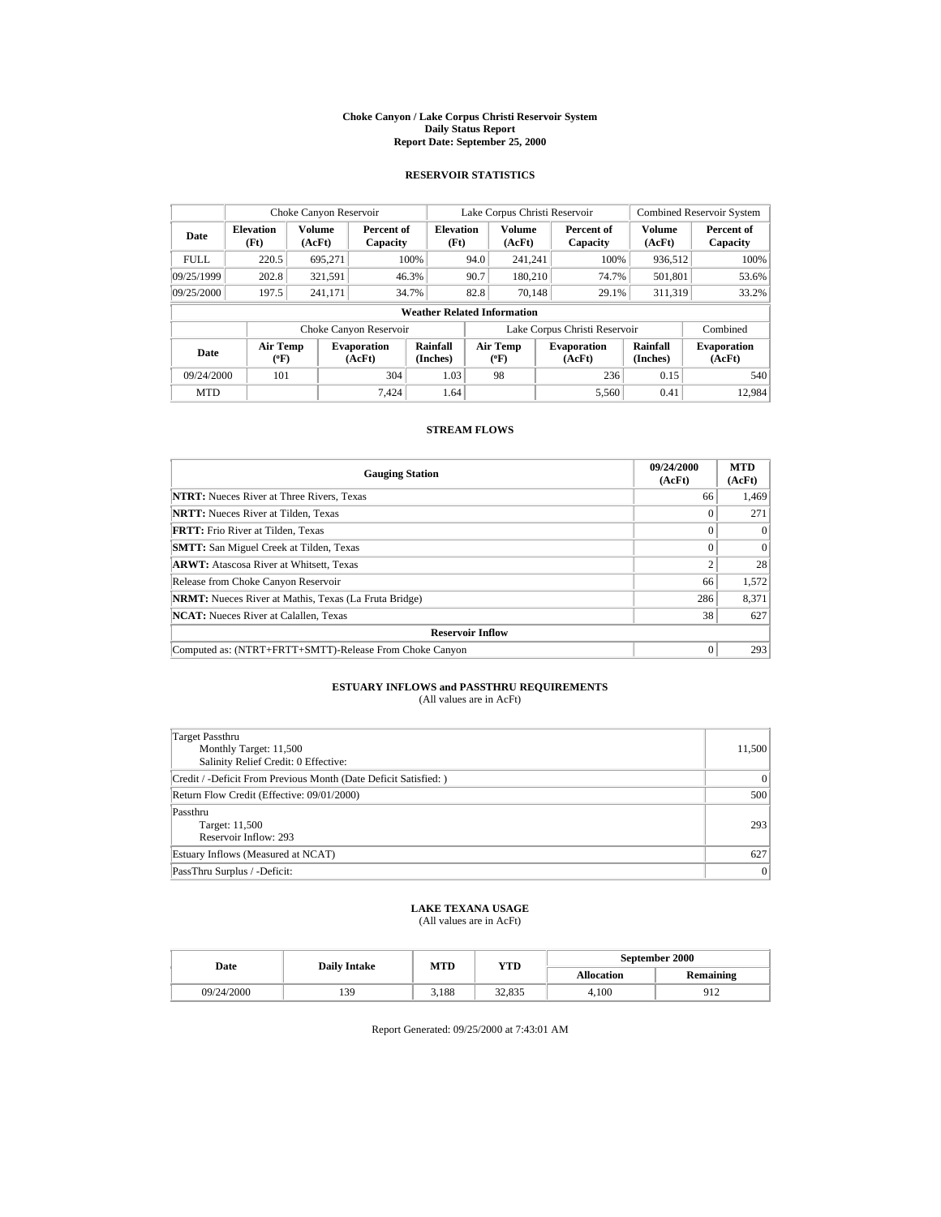# Choke Canyon / Lake Corpus Christi Reservoir System
## Daily Status Report
## Report Date: September 25, 2000

### RESERVOIR STATISTICS

| | Choke Canyon Reservoir | | | Lake Corpus Christi Reservoir | | | Combined Reservoir System | |
|---|---|---|---|---|---|---|---|---|
| Date | Elevation (Ft) | Volume (AcFt) | Percent of Capacity | Elevation (Ft) | Volume (AcFt) | Percent of Capacity | Volume (AcFt) | Percent of Capacity |
| FULL | 220.5 | 695,271 | 100% | 94.0 | 241,241 | 100% | 936,512 | 100% |
| 09/25/1999 | 202.8 | 321,591 | 46.3% | 90.7 | 180,210 | 74.7% | 501,801 | 53.6% |
| 09/25/2000 | 197.5 | 241,171 | 34.7% | 82.8 | 70,148 | 29.1% | 311,319 | 33.2% |

**Weather Related Information**

| | Choke Canyon Reservoir | | | Lake Corpus Christi Reservoir | | | Combined |
|---|---|---|---|---|---|---|---|
| Date | Air Temp (ºF) | Evaporation (AcFt) | Rainfall (Inches) | Air Temp (ºF) | Evaporation (AcFt) | Rainfall (Inches) | Evaporation (AcFt) |
| 09/24/2000 | 101 | 304 | 1.03 | 98 | 236 | 0.15 | 540 |
| MTD | | 7,424 | 1.64 | | 5,560 | 0.41 | 12,984 |

### STREAM FLOWS

| Gauging Station | 09/24/2000 (AcFt) | MTD (AcFt) |
|---|---|---|
| **NTRT:** Nueces River at Three Rivers, Texas | 66 | 1,469 |
| **NRTT:** Nueces River at Tilden, Texas | 0 | 271 |
| **FRTT:** Frio River at Tilden, Texas | 0 | 0 |
| **SMTT:** San Miguel Creek at Tilden, Texas | 0 | 0 |
| **ARWT:** Atascosa River at Whitsett, Texas | 2 | 28 |
| Release from Choke Canyon Reservoir | 66 | 1,572 |
| **NRMT:** Nueces River at Mathis, Texas (La Fruta Bridge) | 286 | 8,371 |
| **NCAT:** Nueces River at Calallen, Texas | 38 | 627 |
| **Reservoir Inflow** | | |
| Computed as: (NTRT+FRTT+SMTT)-Release From Choke Canyon | 0 | 293 |

### ESTUARY INFLOWS and PASSTHRU REQUIREMENTS
(All values are in AcFt)

| Item | Value |
|---|---|
| Target Passthru<br>Monthly Target: 11,500<br>Salinity Relief Credit: 0 Effective: | 11,500 |
| Credit / -Deficit From Previous Month (Date Deficit Satisfied: ) | 0 |
| Return Flow Credit (Effective: 09/01/2000) | 500 |
| Passthru<br>Target: 11,500<br>Reservoir Inflow: 293 | 293 |
| Estuary Inflows (Measured at NCAT) | 627 |
| PassThru Surplus / -Deficit: | 0 |

### LAKE TEXANA USAGE
(All values are in AcFt)

| Date | Daily Intake | MTD | YTD | September 2000 | |
|---|---|---|---|---|---|
| | | | | Allocation | Remaining |
| 09/24/2000 | 139 | 3,188 | 32,835 | 4,100 | 912 |

Report Generated: 09/25/2000 at 7:43:01 AM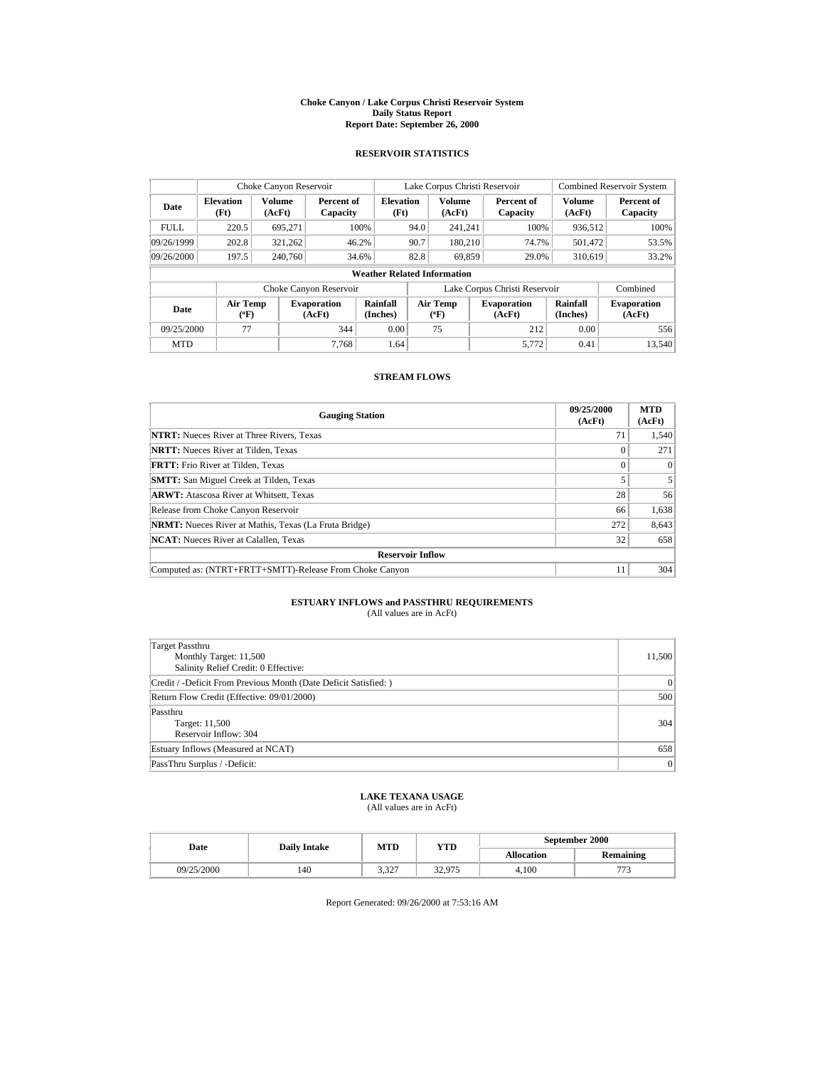# Choke Canyon / Lake Corpus Christi Reservoir System
## Daily Status Report
## Report Date: September 26, 2000

### RESERVOIR STATISTICS

| | Choke Canyon Reservoir | | | Lake Corpus Christi Reservoir | | | Combined Reservoir System | |
|---|---|---|---|---|---|---|---|---|
| Date | Elevation (Ft) | Volume (AcFt) | Percent of Capacity | Elevation (Ft) | Volume (AcFt) | Percent of Capacity | Volume (AcFt) | Percent of Capacity |
| FULL | 220.5 | 695,271 | 100% | 94.0 | 241,241 | 100% | 936,512 | 100% |
| 09/26/1999 | 202.8 | 321,262 | 46.2% | 90.7 | 180,210 | 74.7% | 501,472 | 53.5% |
| 09/26/2000 | 197.5 | 240,760 | 34.6% | 82.8 | 69,859 | 29.0% | 310,619 | 33.2% |

**Weather Related Information**

| | Choke Canyon Reservoir | | | Lake Corpus Christi Reservoir | | | Combined |
|---|---|---|---|---|---|---|---|
| Date | Air Temp (ºF) | Evaporation (AcFt) | Rainfall (Inches) | Air Temp (ºF) | Evaporation (AcFt) | Rainfall (Inches) | Evaporation (AcFt) |
| 09/25/2000 | 77 | 344 | 0.00 | 75 | 212 | 0.00 | 556 |
| MTD | | 7,768 | 1.64 | | 5,772 | 0.41 | 13,540 |

### STREAM FLOWS

| Gauging Station | 09/25/2000 (AcFt) | MTD (AcFt) |
|---|---|---|
| **NTRT:** Nueces River at Three Rivers, Texas | 71 | 1,540 |
| **NRTT:** Nueces River at Tilden, Texas | 0 | 271 |
| **FRTT:** Frio River at Tilden, Texas | 0 | 0 |
| **SMTT:** San Miguel Creek at Tilden, Texas | 5 | 5 |
| **ARWT:** Atascosa River at Whitsett, Texas | 28 | 56 |
| Release from Choke Canyon Reservoir | 66 | 1,638 |
| **NRMT:** Nueces River at Mathis, Texas (La Fruta Bridge) | 272 | 8,643 |
| **NCAT:** Nueces River at Calallen, Texas | 32 | 658 |
| **Reservoir Inflow** | | |
| Computed as: (NTRT+FRTT+SMTT)-Release From Choke Canyon | 11 | 304 |

### ESTUARY INFLOWS and PASSTHRU REQUIREMENTS
(All values are in AcFt)

| | |
|---|---|
| Target Passthru<br>Monthly Target: 11,500<br>Salinity Relief Credit: 0 Effective: | 11,500 |
| Credit / -Deficit From Previous Month (Date Deficit Satisfied: ) | 0 |
| Return Flow Credit (Effective: 09/01/2000) | 500 |
| Passthru<br>Target: 11,500<br>Reservoir Inflow: 304 | 304 |
| Estuary Inflows (Measured at NCAT) | 658 |
| PassThru Surplus / -Deficit: | 0 |

### LAKE TEXANA USAGE
(All values are in AcFt)

| Date | Daily Intake | MTD | YTD | September 2000 | |
|---|---|---|---|---|---|
| | | | | Allocation | Remaining |
| 09/25/2000 | 140 | 3,327 | 32,975 | 4,100 | 773 |

Report Generated: 09/26/2000 at 7:53:16 AM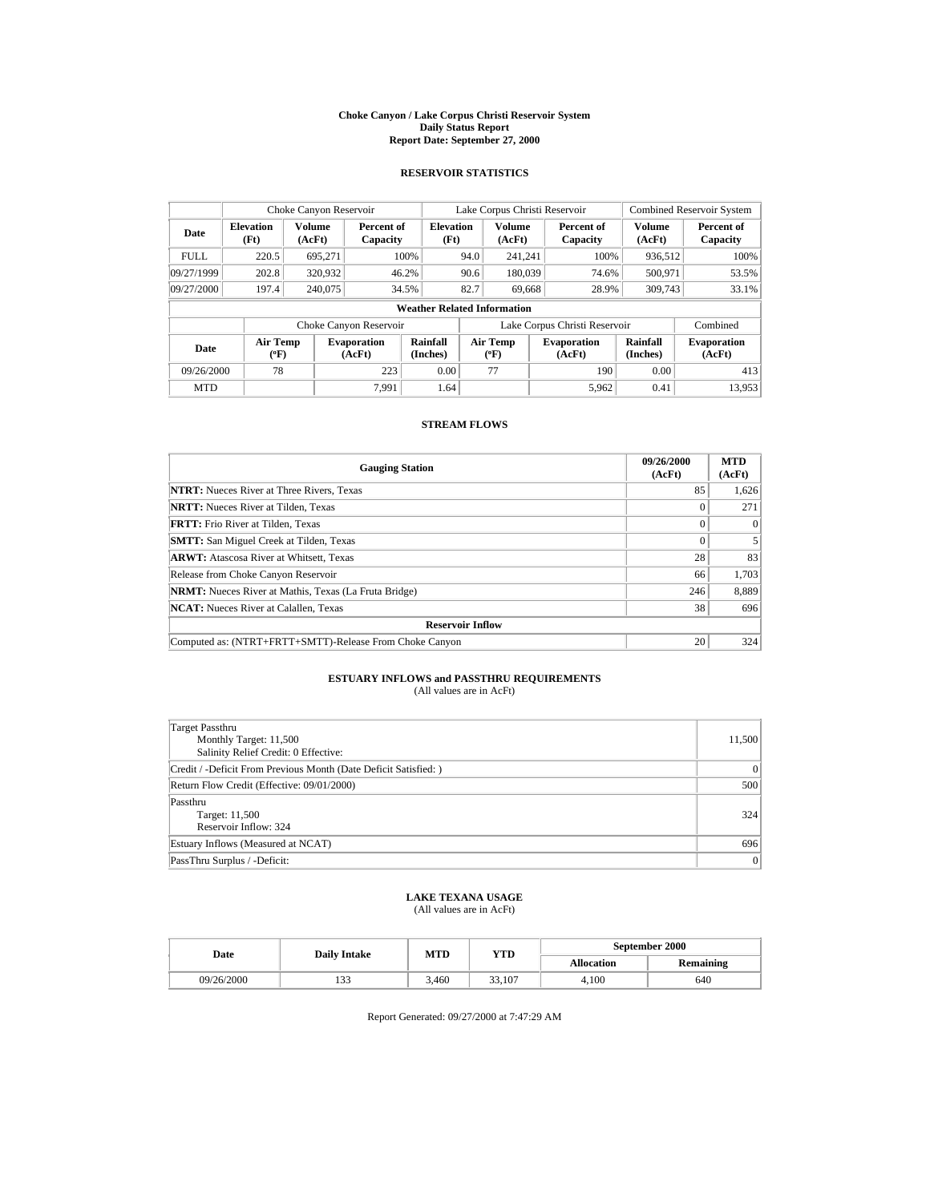# Choke Canyon / Lake Corpus Christi Reservoir System
## Daily Status Report
## Report Date: September 27, 2000

### RESERVOIR STATISTICS

| | Choke Canyon Reservoir | | | Lake Corpus Christi Reservoir | | | Combined Reservoir System | |
|---|---|---|---|---|---|---|---|---|
| Date | Elevation (Ft) | Volume (AcFt) | Percent of Capacity | Elevation (Ft) | Volume (AcFt) | Percent of Capacity | Volume (AcFt) | Percent of Capacity |
| FULL | 220.5 | 695,271 | 100% | 94.0 | 241,241 | 100% | 936,512 | 100% |
| 09/27/1999 | 202.8 | 320,932 | 46.2% | 90.6 | 180,039 | 74.6% | 500,971 | 53.5% |
| 09/27/2000 | 197.4 | 240,075 | 34.5% | 82.7 | 69,668 | 28.9% | 309,743 | 33.1% |

**Weather Related Information**

| | Choke Canyon Reservoir | | | Lake Corpus Christi Reservoir | | | Combined |
|---|---|---|---|---|---|---|---|
| Date | Air Temp (ºF) | Evaporation (AcFt) | Rainfall (Inches) | Air Temp (ºF) | Evaporation (AcFt) | Rainfall (Inches) | Evaporation (AcFt) |
| 09/26/2000 | 78 | 223 | 0.00 | 77 | 190 | 0.00 | 413 |
| MTD | | 7,991 | 1.64 | | 5,962 | 0.41 | 13,953 |

### STREAM FLOWS

| Gauging Station | 09/26/2000 (AcFt) | MTD (AcFt) |
|---|---|---|
| **NTRT:** Nueces River at Three Rivers, Texas | 85 | 1,626 |
| **NRTT:** Nueces River at Tilden, Texas | 0 | 271 |
| **FRTT:** Frio River at Tilden, Texas | 0 | 0 |
| **SMTT:** San Miguel Creek at Tilden, Texas | 0 | 5 |
| **ARWT:** Atascosa River at Whitsett, Texas | 28 | 83 |
| Release from Choke Canyon Reservoir | 66 | 1,703 |
| **NRMT:** Nueces River at Mathis, Texas (La Fruta Bridge) | 246 | 8,889 |
| **NCAT:** Nueces River at Calallen, Texas | 38 | 696 |
| **Reservoir Inflow** | | |
| Computed as: (NTRT+FRTT+SMTT)-Release From Choke Canyon | 20 | 324 |

### ESTUARY INFLOWS and PASSTHRU REQUIREMENTS
(All values are in AcFt)

| | |
|---|---|
| Target Passthru<br>Monthly Target: 11,500<br>Salinity Relief Credit: 0 Effective: | 11,500 |
| Credit / -Deficit From Previous Month (Date Deficit Satisfied: ) | 0 |
| Return Flow Credit (Effective: 09/01/2000) | 500 |
| Passthru<br>Target: 11,500<br>Reservoir Inflow: 324 | 324 |
| Estuary Inflows (Measured at NCAT) | 696 |
| PassThru Surplus / -Deficit: | 0 |

### LAKE TEXANA USAGE
(All values are in AcFt)

| Date | Daily Intake | MTD | YTD | September 2000 | |
|---|---|---|---|---|---|
| | | | | Allocation | Remaining |
| 09/26/2000 | 133 | 3,460 | 33,107 | 4,100 | 640 |

Report Generated: 09/27/2000 at 7:47:29 AM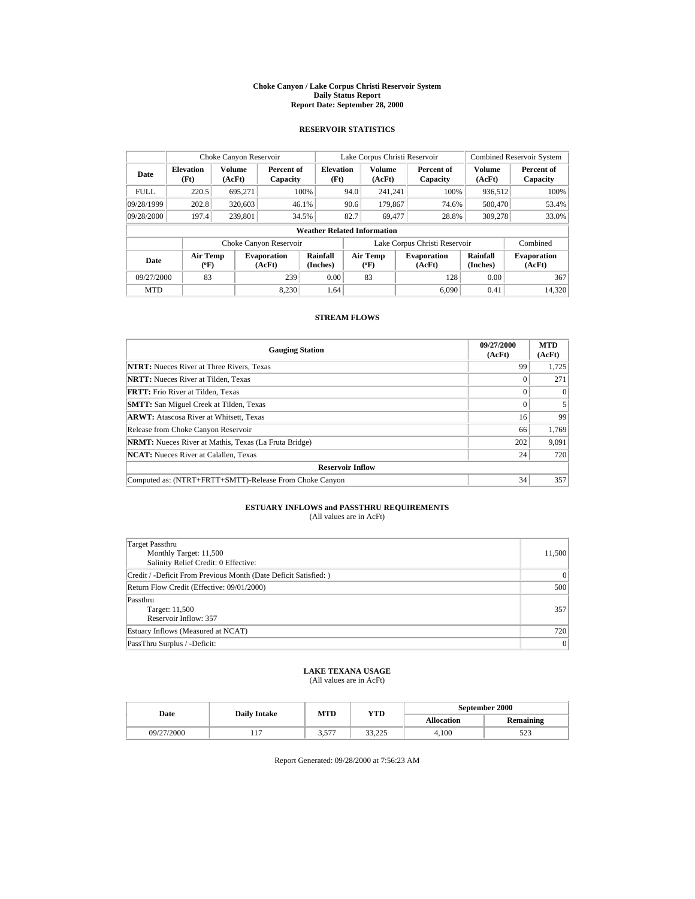# Choke Canyon / Lake Corpus Christi Reservoir System
## Daily Status Report
## Report Date: September 28, 2000

### RESERVOIR STATISTICS

| | Choke Canyon Reservoir | | | Lake Corpus Christi Reservoir | | | Combined Reservoir System | |
|---|---|---|---|---|---|---|---|---|
| Date | Elevation (Ft) | Volume (AcFt) | Percent of Capacity | Elevation (Ft) | Volume (AcFt) | Percent of Capacity | Volume (AcFt) | Percent of Capacity |
| FULL | 220.5 | 695,271 | 100% | 94.0 | 241,241 | 100% | 936,512 | 100% |
| 09/28/1999 | 202.8 | 320,603 | 46.1% | 90.6 | 179,867 | 74.6% | 500,470 | 53.4% |
| 09/28/2000 | 197.4 | 239,801 | 34.5% | 82.7 | 69,477 | 28.8% | 309,278 | 33.0% |

**Weather Related Information**

| | Choke Canyon Reservoir | | | Lake Corpus Christi Reservoir | | | Combined |
|---|---|---|---|---|---|---|---|
| Date | Air Temp (ºF) | Evaporation (AcFt) | Rainfall (Inches) | Air Temp (ºF) | Evaporation (AcFt) | Rainfall (Inches) | Evaporation (AcFt) |
| 09/27/2000 | 83 | 239 | 0.00 | 83 | 128 | 0.00 | 367 |
| MTD | | 8,230 | 1.64 | | 6,090 | 0.41 | 14,320 |

### STREAM FLOWS

| Gauging Station | 09/27/2000 (AcFt) | MTD (AcFt) |
|---|---|---|
| **NTRT:** Nueces River at Three Rivers, Texas | 99 | 1,725 |
| **NRTT:** Nueces River at Tilden, Texas | 0 | 271 |
| **FRTT:** Frio River at Tilden, Texas | 0 | 0 |
| **SMTT:** San Miguel Creek at Tilden, Texas | 0 | 5 |
| **ARWT:** Atascosa River at Whitsett, Texas | 16 | 99 |
| Release from Choke Canyon Reservoir | 66 | 1,769 |
| **NRMT:** Nueces River at Mathis, Texas (La Fruta Bridge) | 202 | 9,091 |
| **NCAT:** Nueces River at Calallen, Texas | 24 | 720 |
| **Reservoir Inflow** | | |
| Computed as: (NTRT+FRTT+SMTT)-Release From Choke Canyon | 34 | 357 |

### ESTUARY INFLOWS and PASSTHRU REQUIREMENTS
(All values are in AcFt)

| | |
|---|---|
| Target Passthru<br>Monthly Target: 11,500<br>Salinity Relief Credit: 0 Effective: | 11,500 |
| Credit / -Deficit From Previous Month (Date Deficit Satisfied: ) | 0 |
| Return Flow Credit (Effective: 09/01/2000) | 500 |
| Passthru<br>Target: 11,500<br>Reservoir Inflow: 357 | 357 |
| Estuary Inflows (Measured at NCAT) | 720 |
| PassThru Surplus / -Deficit: | 0 |

### LAKE TEXANA USAGE
(All values are in AcFt)

| Date | Daily Intake | MTD | YTD | September 2000 | |
|---|---|---|---|---|---|
| | | | | Allocation | Remaining |
| 09/27/2000 | 117 | 3,577 | 33,225 | 4,100 | 523 |

Report Generated: 09/28/2000 at 7:56:23 AM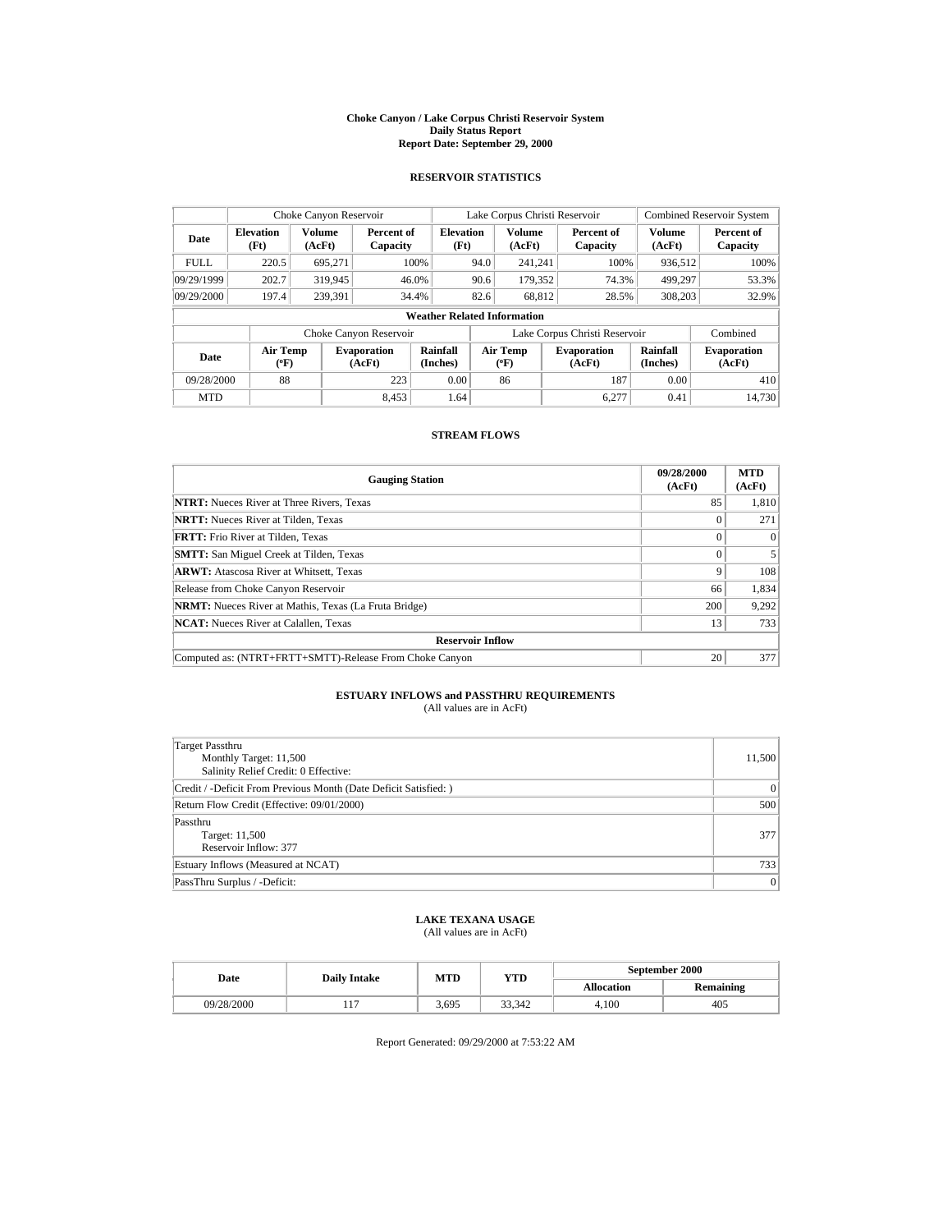# Choke Canyon / Lake Corpus Christi Reservoir System
## Daily Status Report
## Report Date: September 29, 2000

### RESERVOIR STATISTICS

| Date | Choke Canyon Reservoir | | | Lake Corpus Christi Reservoir | | | Combined Reservoir System | |
|---|---|---|---|---|---|---|---|---|
| | Elevation (Ft) | Volume (AcFt) | Percent of Capacity | Elevation (Ft) | Volume (AcFt) | Percent of Capacity | Volume (AcFt) | Percent of Capacity |
| FULL | 220.5 | 695,271 | 100% | 94.0 | 241,241 | 100% | 936,512 | 100% |
| 09/29/1999 | 202.7 | 319,945 | 46.0% | 90.6 | 179,352 | 74.3% | 499,297 | 53.3% |
| 09/29/2000 | 197.4 | 239,391 | 34.4% | 82.6 | 68,812 | 28.5% | 308,203 | 32.9% |

**Weather Related Information**

| Date | Choke Canyon Reservoir | | | Lake Corpus Christi Reservoir | | | Combined |
|---|---|---|---|---|---|---|---|
| | Air Temp (ºF) | Evaporation (AcFt) | Rainfall (Inches) | Air Temp (ºF) | Evaporation (AcFt) | Rainfall (Inches) | Evaporation (AcFt) |
| 09/28/2000 | 88 | 223 | 0.00 | 86 | 187 | 0.00 | 410 |
| MTD | | 8,453 | 1.64 | | 6,277 | 0.41 | 14,730 |

### STREAM FLOWS

| Gauging Station | 09/28/2000 (AcFt) | MTD (AcFt) |
|---|---|---|
| **NTRT:** Nueces River at Three Rivers, Texas | 85 | 1,810 |
| **NRTT:** Nueces River at Tilden, Texas | 0 | 271 |
| **FRTT:** Frio River at Tilden, Texas | 0 | 0 |
| **SMTT:** San Miguel Creek at Tilden, Texas | 0 | 5 |
| **ARWT:** Atascosa River at Whitsett, Texas | 9 | 108 |
| Release from Choke Canyon Reservoir | 66 | 1,834 |
| **NRMT:** Nueces River at Mathis, Texas (La Fruta Bridge) | 200 | 9,292 |
| **NCAT:** Nueces River at Calallen, Texas | 13 | 733 |
| **Reservoir Inflow** | | |
| Computed as: (NTRT+FRTT+SMTT)-Release From Choke Canyon | 20 | 377 |

### ESTUARY INFLOWS and PASSTHRU REQUIREMENTS
(All values are in AcFt)

| | |
|---|---|
| Target Passthru<br>Monthly Target: 11,500<br>Salinity Relief Credit: 0 Effective: | 11,500 |
| Credit / -Deficit From Previous Month (Date Deficit Satisfied: ) | 0 |
| Return Flow Credit (Effective: 09/01/2000) | 500 |
| Passthru<br>Target: 11,500<br>Reservoir Inflow: 377 | 377 |
| Estuary Inflows (Measured at NCAT) | 733 |
| PassThru Surplus / -Deficit: | 0 |

### LAKE TEXANA USAGE
(All values are in AcFt)

| Date | Daily Intake | MTD | YTD | September 2000 | |
|---|---|---|---|---|---|
| | | | | Allocation | Remaining |
| 09/28/2000 | 117 | 3,695 | 33,342 | 4,100 | 405 |

Report Generated: 09/29/2000 at 7:53:22 AM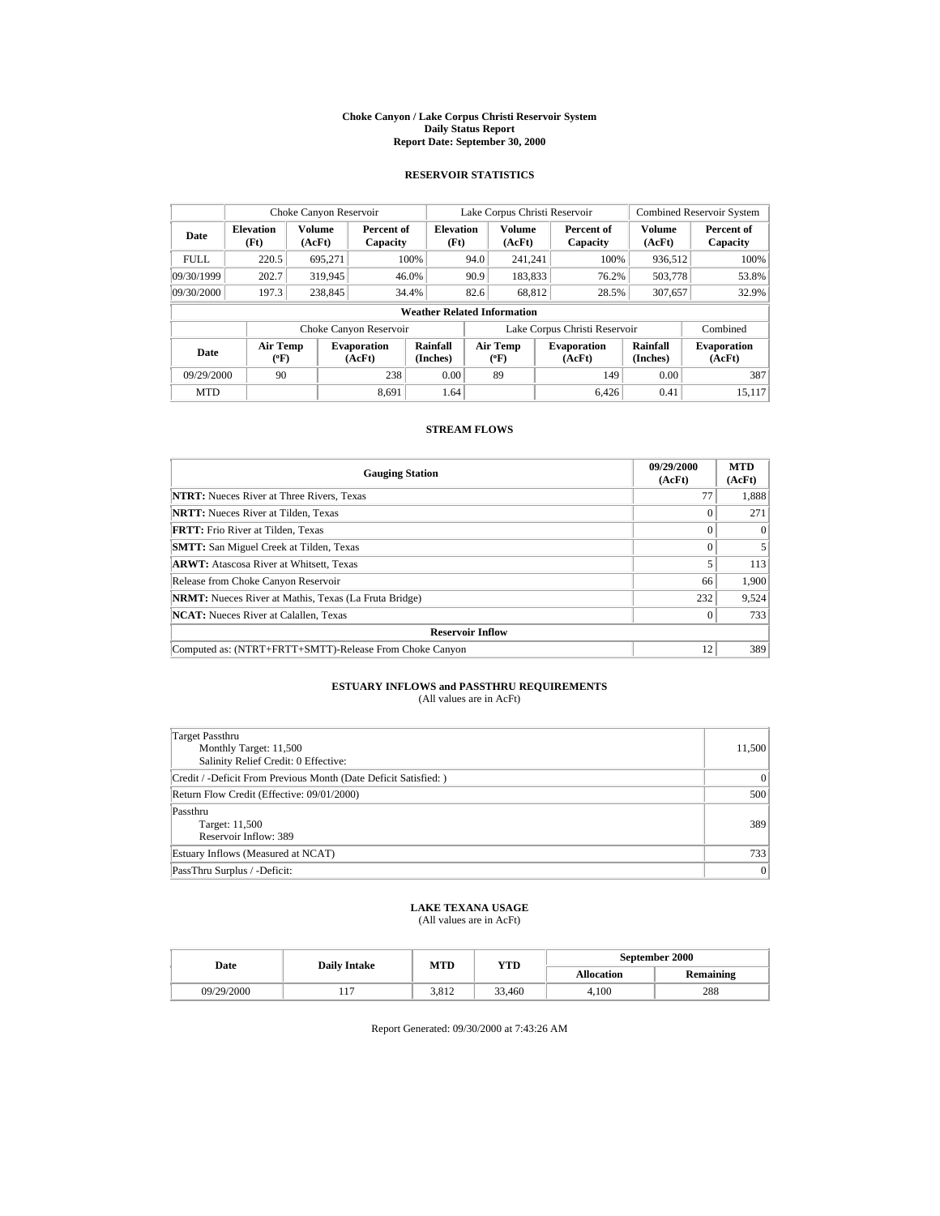# Choke Canyon / Lake Corpus Christi Reservoir System
## Daily Status Report
## Report Date: September 30, 2000

### RESERVOIR STATISTICS

| | Choke Canyon Reservoir | | | Lake Corpus Christi Reservoir | | | Combined Reservoir System | |
|---|---|---|---|---|---|---|---|---|
| Date | Elevation (Ft) | Volume (AcFt) | Percent of Capacity | Elevation (Ft) | Volume (AcFt) | Percent of Capacity | Volume (AcFt) | Percent of Capacity |
| FULL | 220.5 | 695,271 | 100% | 94.0 | 241,241 | 100% | 936,512 | 100% |
| 09/30/1999 | 202.7 | 319,945 | 46.0% | 90.9 | 183,833 | 76.2% | 503,778 | 53.8% |
| 09/30/2000 | 197.3 | 238,845 | 34.4% | 82.6 | 68,812 | 28.5% | 307,657 | 32.9% |

**Weather Related Information**

| | Choke Canyon Reservoir | | | Lake Corpus Christi Reservoir | | | Combined |
|---|---|---|---|---|---|---|---|
| Date | Air Temp (ºF) | Evaporation (AcFt) | Rainfall (Inches) | Air Temp (ºF) | Evaporation (AcFt) | Rainfall (Inches) | Evaporation (AcFt) |
| 09/29/2000 | 90 | 238 | 0.00 | 89 | 149 | 0.00 | 387 |
| MTD | | 8,691 | 1.64 | | 6,426 | 0.41 | 15,117 |

### STREAM FLOWS

| Gauging Station | 09/29/2000 (AcFt) | MTD (AcFt) |
|---|---|---|
| **NTRT:** Nueces River at Three Rivers, Texas | 77 | 1,888 |
| **NRTT:** Nueces River at Tilden, Texas | 0 | 271 |
| **FRTT:** Frio River at Tilden, Texas | 0 | 0 |
| **SMTT:** San Miguel Creek at Tilden, Texas | 0 | 5 |
| **ARWT:** Atascosa River at Whitsett, Texas | 5 | 113 |
| Release from Choke Canyon Reservoir | 66 | 1,900 |
| **NRMT:** Nueces River at Mathis, Texas (La Fruta Bridge) | 232 | 9,524 |
| **NCAT:** Nueces River at Calallen, Texas | 0 | 733 |
| **Reservoir Inflow** | | |
| Computed as: (NTRT+FRTT+SMTT)-Release From Choke Canyon | 12 | 389 |

### ESTUARY INFLOWS and PASSTHRU REQUIREMENTS
(All values are in AcFt)

| | |
|---|---|
| Target Passthru<br>Monthly Target: 11,500<br>Salinity Relief Credit: 0 Effective: | 11,500 |
| Credit / -Deficit From Previous Month (Date Deficit Satisfied: ) | 0 |
| Return Flow Credit (Effective: 09/01/2000) | 500 |
| Passthru<br>Target: 11,500<br>Reservoir Inflow: 389 | 389 |
| Estuary Inflows (Measured at NCAT) | 733 |
| PassThru Surplus / -Deficit: | 0 |

### LAKE TEXANA USAGE
(All values are in AcFt)

| Date | Daily Intake | MTD | YTD | September 2000 | |
|---|---|---|---|---|---|
| | | | | Allocation | Remaining |
| 09/29/2000 | 117 | 3,812 | 33,460 | 4,100 | 288 |

Report Generated: 09/30/2000 at 7:43:26 AM